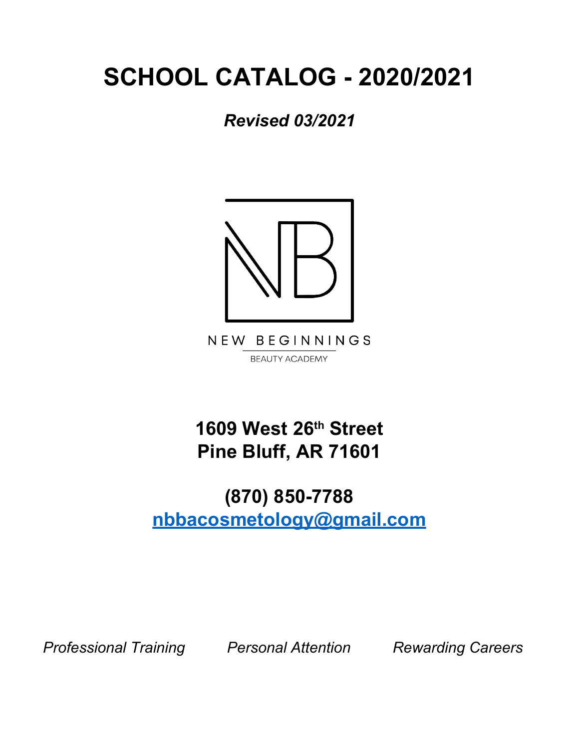# SCHOOL CATALOG - 2020/2021

***Revised 03/2021***

NEW BEGINNINGS

BEAUTY ACADEMY

**1609 West 26th Street**
**Pine Bluff, AR 71601**

**(870) 850-7788**
**nbbacosmetology@gmail.com**

*Professional Training* *Personal Attention* *Rewarding Careers*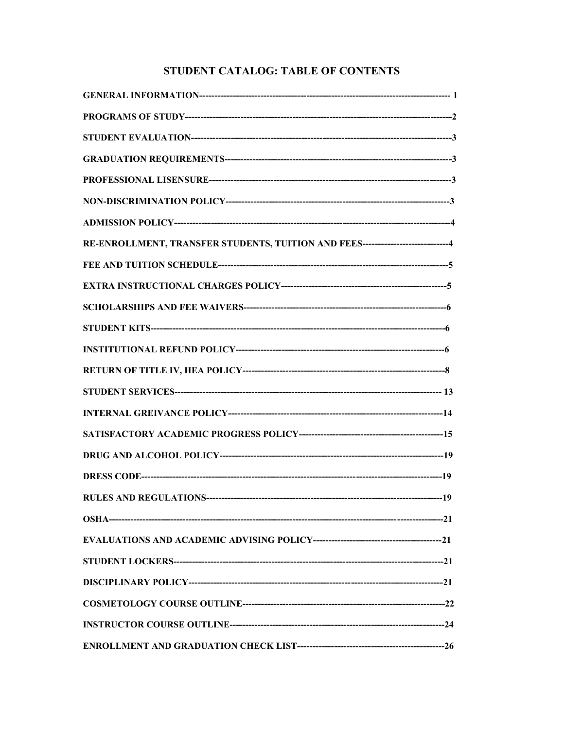# STUDENT CATALOG: TABLE OF CONTENTS

GENERAL INFORMATION---------------------------------------------------------------------------------- 1

PROGRAMS OF STUDY-----------------------------------------------------------------------------------2

STUDENT EVALUATION-------------------------------------------------------------------------------3

GRADUATION REQUIREMENTS--------------------------------------------------------------------3

PROFESSIONAL LISENSURE-------------------------------------------------------------------------3

NON-DISCRIMINATION POLICY---------------------------------------------------------------------3

ADMISSION POLICY---------------------------------------------------------------------------------------4

RE-ENROLLMENT, TRANSFER STUDENTS, TUITION AND FEES---------------------------4

FEE AND TUITION SCHEDULE-----------------------------------------------------------------------5

EXTRA INSTRUCTIONAL CHARGES POLICY---------------------------------------------------5

SCHOLARSHIPS AND FEE WAIVERS--------------------------------------------------------------6

STUDENT KITS-------------------------------------------------------------------------------------------6

INSTITUTIONAL REFUND POLICY-----------------------------------------------------------------6

RETURN OF TITLE IV, HEA POLICY----------------------------------------------------------------8

STUDENT SERVICES------------------------------------------------------------------------------------ 13

INTERNAL GREIVANCE POLICY--------------------------------------------------------------------14

SATISFACTORY ACADEMIC PROGRESS POLICY---------------------------------------------15

DRUG AND ALCOHOL POLICY----------------------------------------------------------------------19

DRESS CODE----------------------------------------------------------------------------------------------19

RULES AND REGULATIONS--------------------------------------------------------------------------19

OSHA--------------------------------------------------------------------------------------------------------21

EVALUATIONS AND ACADEMIC ADVISING POLICY---------------------------------------21

STUDENT LOCKERS------------------------------------------------------------------------------------21

DISCIPLINARY POLICY-------------------------------------------------------------------------------21

COSMETOLOGY COURSE OUTLINE--------------------------------------------------------------22

INSTRUCTOR COURSE OUTLINE------------------------------------------------------------------24

ENROLLMENT AND GRADUATION CHECK LIST---------------------------------------------26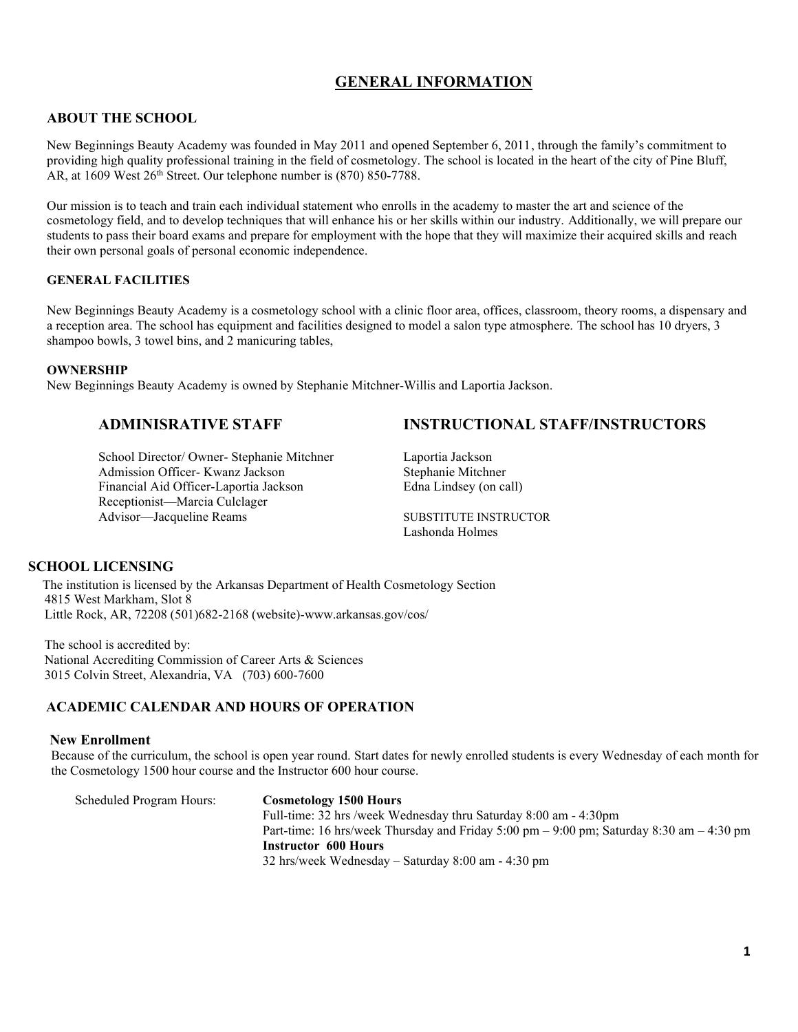# GENERAL INFORMATION

## ABOUT THE SCHOOL

New Beginnings Beauty Academy was founded in May 2011 and opened September 6, 2011, through the family's commitment to providing high quality professional training in the field of cosmetology. The school is located in the heart of the city of Pine Bluff, AR, at 1609 West 26th Street. Our telephone number is (870) 850-7788.

Our mission is to teach and train each individual statement who enrolls in the academy to master the art and science of the cosmetology field, and to develop techniques that will enhance his or her skills within our industry. Additionally, we will prepare our students to pass their board exams and prepare for employment with the hope that they will maximize their acquired skills and reach their own personal goals of personal economic independence.

### GENERAL FACILITIES

New Beginnings Beauty Academy is a cosmetology school with a clinic floor area, offices, classroom, theory rooms, a dispensary and a reception area. The school has equipment and facilities designed to model a salon type atmosphere. The school has 10 dryers, 3 shampoo bowls, 3 towel bins, and 2 manicuring tables,

### OWNERSHIP

New Beginnings Beauty Academy is owned by Stephanie Mitchner-Willis and Laportia Jackson.

## ADMINISRATIVE STAFF

School Director/ Owner- Stephanie Mitchner
Admission Officer- Kwanz Jackson
Financial Aid Officer-Laportia Jackson
Receptionist—Marcia Culclager
Advisor—Jacqueline Reams

## INSTRUCTIONAL STAFF/INSTRUCTORS

Laportia Jackson
Stephanie Mitchner
Edna Lindsey (on call)

SUBSTITUTE INSTRUCTOR
Lashonda Holmes

## SCHOOL LICENSING

The institution is licensed by the Arkansas Department of Health Cosmetology Section
4815 West Markham, Slot 8
Little Rock, AR, 72208 (501)682-2168 (website)-www.arkansas.gov/cos/

The school is accredited by:
National Accrediting Commission of Career Arts & Sciences
3015 Colvin Street, Alexandria, VA (703) 600-7600

## ACADEMIC CALENDAR AND HOURS OF OPERATION

### New Enrollment

Because of the curriculum, the school is open year round. Start dates for newly enrolled students is every Wednesday of each month for the Cosmetology 1500 hour course and the Instructor 600 hour course.

Scheduled Program Hours:

**Cosmetology 1500 Hours**
Full-time: 32 hrs /week Wednesday thru Saturday 8:00 am - 4:30pm
Part-time: 16 hrs/week Thursday and Friday 5:00 pm – 9:00 pm; Saturday 8:30 am – 4:30 pm

**Instructor 600 Hours**
32 hrs/week Wednesday – Saturday 8:00 am - 4:30 pm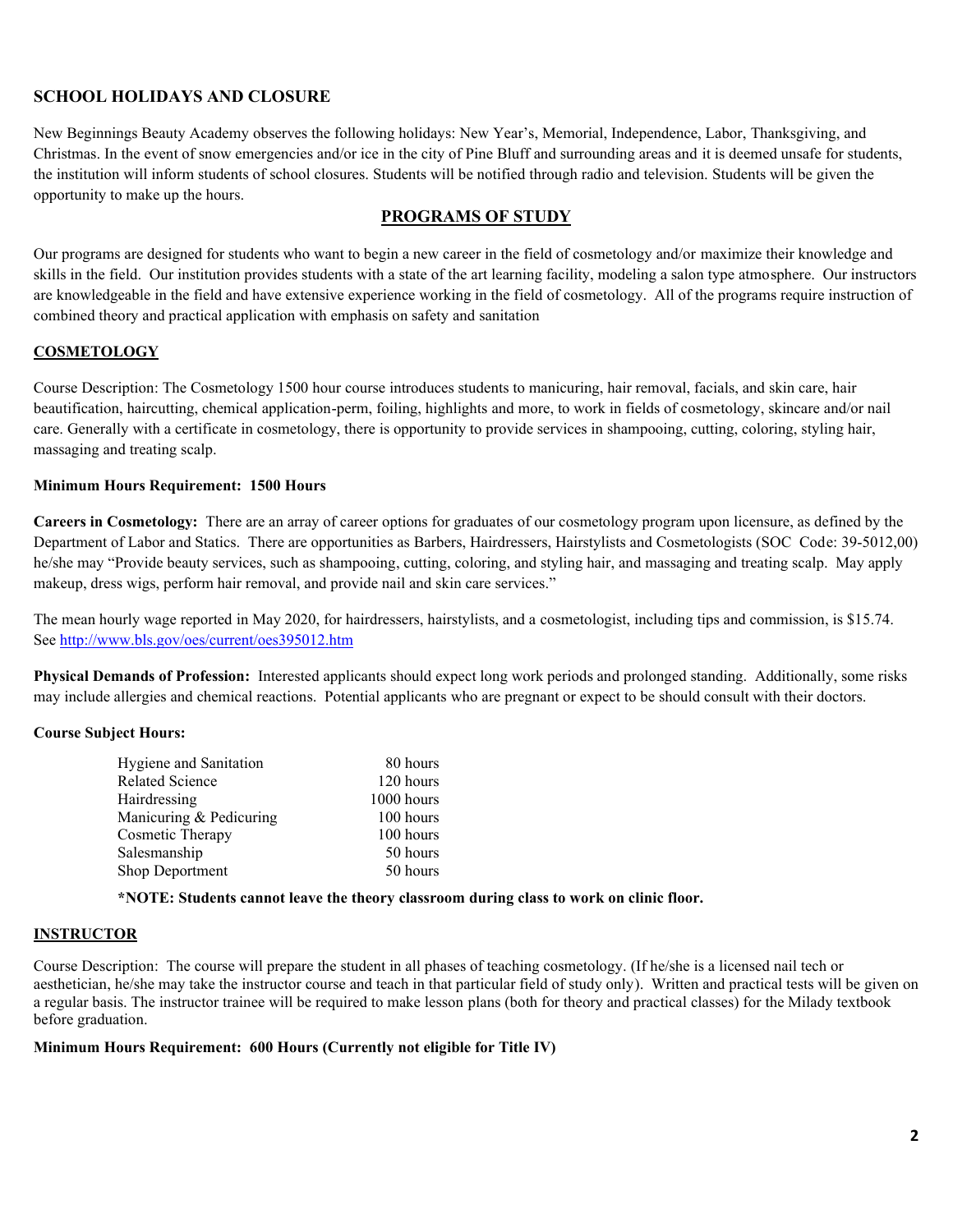## SCHOOL HOLIDAYS AND CLOSURE

New Beginnings Beauty Academy observes the following holidays: New Year's, Memorial, Independence, Labor, Thanksgiving, and Christmas. In the event of snow emergencies and/or ice in the city of Pine Bluff and surrounding areas and it is deemed unsafe for students, the institution will inform students of school closures. Students will be notified through radio and television. Students will be given the opportunity to make up the hours.

## PROGRAMS OF STUDY

Our programs are designed for students who want to begin a new career in the field of cosmetology and/or maximize their knowledge and skills in the field. Our institution provides students with a state of the art learning facility, modeling a salon type atmosphere. Our instructors are knowledgeable in the field and have extensive experience working in the field of cosmetology. All of the programs require instruction of combined theory and practical application with emphasis on safety and sanitation

### COSMETOLOGY

Course Description: The Cosmetology 1500 hour course introduces students to manicuring, hair removal, facials, and skin care, hair beautification, haircutting, chemical application-perm, foiling, highlights and more, to work in fields of cosmetology, skincare and/or nail care. Generally with a certificate in cosmetology, there is opportunity to provide services in shampooing, cutting, coloring, styling hair, massaging and treating scalp.

**Minimum Hours Requirement: 1500 Hours**

**Careers in Cosmetology:** There are an array of career options for graduates of our cosmetology program upon licensure, as defined by the Department of Labor and Statics. There are opportunities as Barbers, Hairdressers, Hairstylists and Cosmetologists (SOC Code: 39-5012,00) he/she may "Provide beauty services, such as shampooing, cutting, coloring, and styling hair, and massaging and treating scalp. May apply makeup, dress wigs, perform hair removal, and provide nail and skin care services."

The mean hourly wage reported in May 2020, for hairdressers, hairstylists, and a cosmetologist, including tips and commission, is $15.74. See http://www.bls.gov/oes/current/oes395012.htm

**Physical Demands of Profession:** Interested applicants should expect long work periods and prolonged standing. Additionally, some risks may include allergies and chemical reactions. Potential applicants who are pregnant or expect to be should consult with their doctors.

**Course Subject Hours:**

| Subject | Hours |
|---|---|
| Hygiene and Sanitation | 80 hours |
| Related Science | 120 hours |
| Hairdressing | 1000 hours |
| Manicuring & Pedicuring | 100 hours |
| Cosmetic Therapy | 100 hours |
| Salesmanship | 50 hours |
| Shop Deportment | 50 hours |

**\*NOTE: Students cannot leave the theory classroom during class to work on clinic floor.**

### INSTRUCTOR

Course Description: The course will prepare the student in all phases of teaching cosmetology. (If he/she is a licensed nail tech or aesthetician, he/she may take the instructor course and teach in that particular field of study only). Written and practical tests will be given on a regular basis. The instructor trainee will be required to make lesson plans (both for theory and practical classes) for the Milady textbook before graduation.

**Minimum Hours Requirement: 600 Hours (Currently not eligible for Title IV)**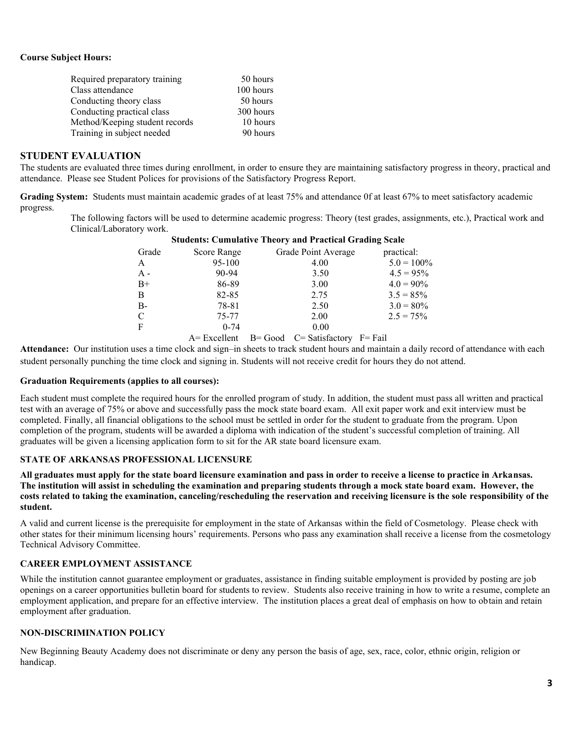**Course Subject Hours:**

| | |
|---|---|
| Required preparatory training | 50 hours |
| Class attendance | 100 hours |
| Conducting theory class | 50 hours |
| Conducting practical class | 300 hours |
| Method/Keeping student records | 10 hours |
| Training in subject needed | 90 hours |

## STUDENT EVALUATION

The students are evaluated three times during enrollment, in order to ensure they are maintaining satisfactory progress in theory, practical and attendance. Please see Student Polices for provisions of the Satisfactory Progress Report.

**Grading System:** Students must maintain academic grades of at least 75% and attendance 0f at least 67% to meet satisfactory academic progress.

The following factors will be used to determine academic progress: Theory (test grades, assignments, etc.), Practical work and Clinical/Laboratory work.

**Students: Cumulative Theory and Practical Grading Scale**

| Grade | Score Range | Grade Point Average | practical: |
|---|---|---|---|
| A | 95-100 | 4.00 | 5.0 = 100% |
| A - | 90-94 | 3.50 | 4.5 = 95% |
| B+ | 86-89 | 3.00 | 4.0 = 90% |
| B | 82-85 | 2.75 | 3.5 = 85% |
| B- | 78-81 | 2.50 | 3.0 = 80% |
| C | 75-77 | 2.00 | 2.5 = 75% |
| F | 0-74 | 0.00 | |

A= Excellent B= Good C= Satisfactory F= Fail

**Attendance:** Our institution uses a time clock and sign–in sheets to track student hours and maintain a daily record of attendance with each student personally punching the time clock and signing in. Students will not receive credit for hours they do not attend.

**Graduation Requirements (applies to all courses):**

Each student must complete the required hours for the enrolled program of study. In addition, the student must pass all written and practical test with an average of 75% or above and successfully pass the mock state board exam. All exit paper work and exit interview must be completed. Finally, all financial obligations to the school must be settled in order for the student to graduate from the program. Upon completion of the program, students will be awarded a diploma with indication of the student's successful completion of training. All graduates will be given a licensing application form to sit for the AR state board licensure exam.

### STATE OF ARKANSAS PROFESSIONAL LICENSURE

**All graduates must apply for the state board licensure examination and pass in order to receive a license to practice in Arkansas. The institution will assist in scheduling the examination and preparing students through a mock state board exam. However, the costs related to taking the examination, canceling/rescheduling the reservation and receiving licensure is the sole responsibility of the student.**

A valid and current license is the prerequisite for employment in the state of Arkansas within the field of Cosmetology. Please check with other states for their minimum licensing hours' requirements. Persons who pass any examination shall receive a license from the cosmetology Technical Advisory Committee.

### CAREER EMPLOYMENT ASSISTANCE

While the institution cannot guarantee employment or graduates, assistance in finding suitable employment is provided by posting are job openings on a career opportunities bulletin board for students to review. Students also receive training in how to write a resume, complete an employment application, and prepare for an effective interview. The institution places a great deal of emphasis on how to obtain and retain employment after graduation.

### NON-DISCRIMINATION POLICY

New Beginning Beauty Academy does not discriminate or deny any person the basis of age, sex, race, color, ethnic origin, religion or handicap.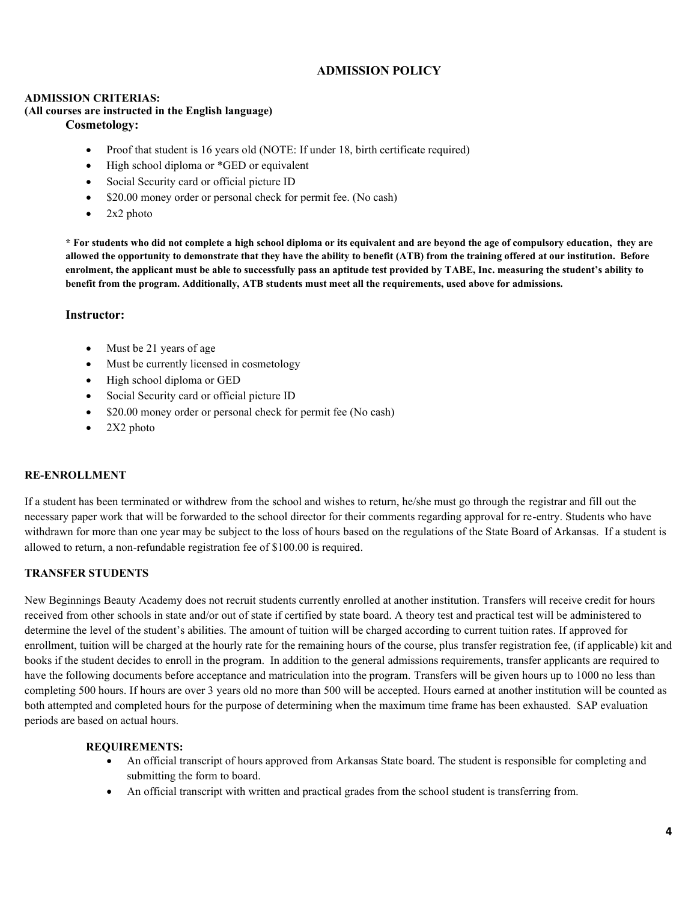# ADMISSION POLICY

**ADMISSION CRITERIAS:**
**(All courses are instructed in the English language)**

### Cosmetology:

- Proof that student is 16 years old (NOTE: If under 18, birth certificate required)
- High school diploma or *GED or equivalent
- Social Security card or official picture ID
- $20.00 money order or personal check for permit fee. (No cash)
- 2x2 photo

**\* For students who did not complete a high school diploma or its equivalent and are beyond the age of compulsory education, they are allowed the opportunity to demonstrate that they have the ability to benefit (ATB) from the training offered at our institution. Before enrolment, the applicant must be able to successfully pass an aptitude test provided by TABE, Inc. measuring the student's ability to benefit from the program. Additionally, ATB students must meet all the requirements, used above for admissions.**

### Instructor:

- Must be 21 years of age
- Must be currently licensed in cosmetology
- High school diploma or GED
- Social Security card or official picture ID
- $20.00 money order or personal check for permit fee (No cash)
- 2X2 photo

## RE-ENROLLMENT

If a student has been terminated or withdrew from the school and wishes to return, he/she must go through the registrar and fill out the necessary paper work that will be forwarded to the school director for their comments regarding approval for re-entry. Students who have withdrawn for more than one year may be subject to the loss of hours based on the regulations of the State Board of Arkansas. If a student is allowed to return, a non-refundable registration fee of $100.00 is required.

## TRANSFER STUDENTS

New Beginnings Beauty Academy does not recruit students currently enrolled at another institution. Transfers will receive credit for hours received from other schools in state and/or out of state if certified by state board. A theory test and practical test will be administered to determine the level of the student's abilities. The amount of tuition will be charged according to current tuition rates. If approved for enrollment, tuition will be charged at the hourly rate for the remaining hours of the course, plus transfer registration fee, (if applicable) kit and books if the student decides to enroll in the program. In addition to the general admissions requirements, transfer applicants are required to have the following documents before acceptance and matriculation into the program. Transfers will be given hours up to 1000 no less than completing 500 hours. If hours are over 3 years old no more than 500 will be accepted. Hours earned at another institution will be counted as both attempted and completed hours for the purpose of determining when the maximum time frame has been exhausted. SAP evaluation periods are based on actual hours.

**REQUIREMENTS:**

- An official transcript of hours approved from Arkansas State board. The student is responsible for completing and submitting the form to board.
- An official transcript with written and practical grades from the school student is transferring from.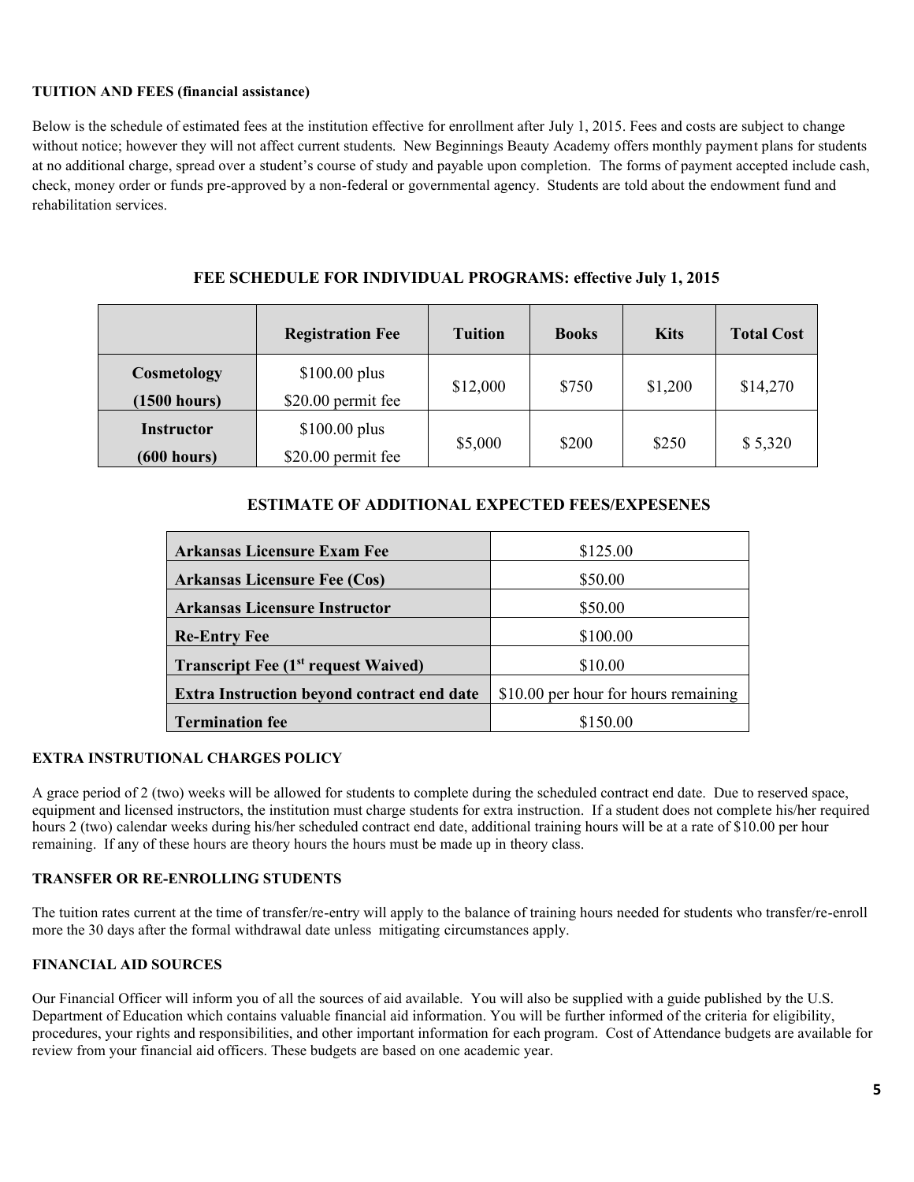**TUITION AND FEES (financial assistance)**

Below is the schedule of estimated fees at the institution effective for enrollment after July 1, 2015. Fees and costs are subject to change without notice; however they will not affect current students. New Beginnings Beauty Academy offers monthly payment plans for students at no additional charge, spread over a student's course of study and payable upon completion. The forms of payment accepted include cash, check, money order or funds pre-approved by a non-federal or governmental agency. Students are told about the endowment fund and rehabilitation services.

## FEE SCHEDULE FOR INDIVIDUAL PROGRAMS: effective July 1, 2015

| | Registration Fee | Tuition | Books | Kits | Total Cost |
|---|---|---|---|---|---|
| **Cosmetology (1500 hours)** | $100.00 plus $20.00 permit fee | $12,000 | $750 | $1,200 | $14,270 |
| **Instructor (600 hours)** | $100.00 plus $20.00 permit fee | $5,000 | $200 | $250 | $ 5,320 |

## ESTIMATE OF ADDITIONAL EXPECTED FEES/EXPESENES

| | |
|---|---|
| **Arkansas Licensure Exam Fee** | $125.00 |
| **Arkansas Licensure Fee (Cos)** | $50.00 |
| **Arkansas Licensure Instructor** | $50.00 |
| **Re-Entry Fee** | $100.00 |
| **Transcript Fee (1st request Waived)** | $10.00 |
| **Extra Instruction beyond contract end date** | $10.00 per hour for hours remaining |
| **Termination fee** | $150.00 |

**EXTRA INSTRUTIONAL CHARGES POLICY**

A grace period of 2 (two) weeks will be allowed for students to complete during the scheduled contract end date. Due to reserved space, equipment and licensed instructors, the institution must charge students for extra instruction. If a student does not complete his/her required hours 2 (two) calendar weeks during his/her scheduled contract end date, additional training hours will be at a rate of $10.00 per hour remaining. If any of these hours are theory hours the hours must be made up in theory class.

**TRANSFER OR RE-ENROLLING STUDENTS**

The tuition rates current at the time of transfer/re-entry will apply to the balance of training hours needed for students who transfer/re-enroll more the 30 days after the formal withdrawal date unless mitigating circumstances apply.

**FINANCIAL AID SOURCES**

Our Financial Officer will inform you of all the sources of aid available. You will also be supplied with a guide published by the U.S. Department of Education which contains valuable financial aid information. You will be further informed of the criteria for eligibility, procedures, your rights and responsibilities, and other important information for each program. Cost of Attendance budgets are available for review from your financial aid officers. These budgets are based on one academic year.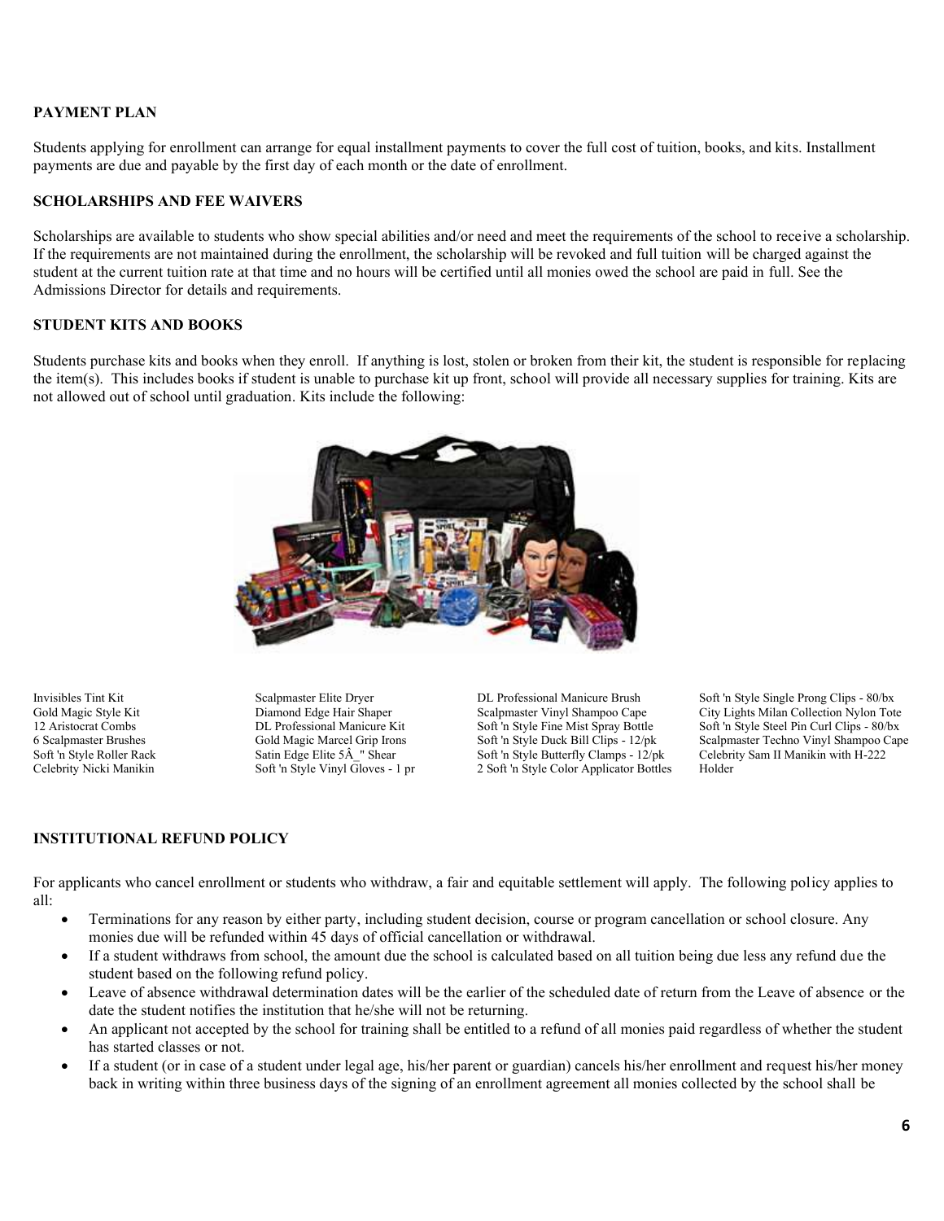**PAYMENT PLAN**

Students applying for enrollment can arrange for equal installment payments to cover the full cost of tuition, books, and kits. Installment payments are due and payable by the first day of each month or the date of enrollment.

**SCHOLARSHIPS AND FEE WAIVERS**

Scholarships are available to students who show special abilities and/or need and meet the requirements of the school to receive a scholarship. If the requirements are not maintained during the enrollment, the scholarship will be revoked and full tuition will be charged against the student at the current tuition rate at that time and no hours will be certified until all monies owed the school are paid in full. See the Admissions Director for details and requirements.

**STUDENT KITS AND BOOKS**

Students purchase kits and books when they enroll. If anything is lost, stolen or broken from their kit, the student is responsible for replacing the item(s). This includes books if student is unable to purchase kit up front, school will provide all necessary supplies for training. Kits are not allowed out of school until graduation. Kits include the following:

- Invisibles Tint Kit
- Gold Magic Style Kit
- 12 Aristocrat Combs
- 6 Scalpmaster Brushes
- Soft 'n Style Roller Rack
- Celebrity Nicki Manikin
- Scalpmaster Elite Dryer
- Diamond Edge Hair Shaper
- DL Professional Manicure Kit
- Gold Magic Marcel Grip Irons
- Satin Edge Elite 5Â_" Shear
- Soft 'n Style Vinyl Gloves - 1 pr
- DL Professional Manicure Brush
- Scalpmaster Vinyl Shampoo Cape
- Soft 'n Style Fine Mist Spray Bottle
- Soft 'n Style Duck Bill Clips - 12/pk
- Soft 'n Style Butterfly Clamps - 12/pk
- 2 Soft 'n Style Color Applicator Bottles
- Soft 'n Style Single Prong Clips - 80/bx
- City Lights Milan Collection Nylon Tote
- Soft 'n Style Steel Pin Curl Clips - 80/bx
- Scalpmaster Techno Vinyl Shampoo Cape
- Celebrity Sam II Manikin with H-222 Holder

**INSTITUTIONAL REFUND POLICY**

For applicants who cancel enrollment or students who withdraw, a fair and equitable settlement will apply. The following policy applies to all:

- Terminations for any reason by either party, including student decision, course or program cancellation or school closure. Any monies due will be refunded within 45 days of official cancellation or withdrawal.
- If a student withdraws from school, the amount due the school is calculated based on all tuition being due less any refund due the student based on the following refund policy.
- Leave of absence withdrawal determination dates will be the earlier of the scheduled date of return from the Leave of absence or the date the student notifies the institution that he/she will not be returning.
- An applicant not accepted by the school for training shall be entitled to a refund of all monies paid regardless of whether the student has started classes or not.
- If a student (or in case of a student under legal age, his/her parent or guardian) cancels his/her enrollment and request his/her money back in writing within three business days of the signing of an enrollment agreement all monies collected by the school shall be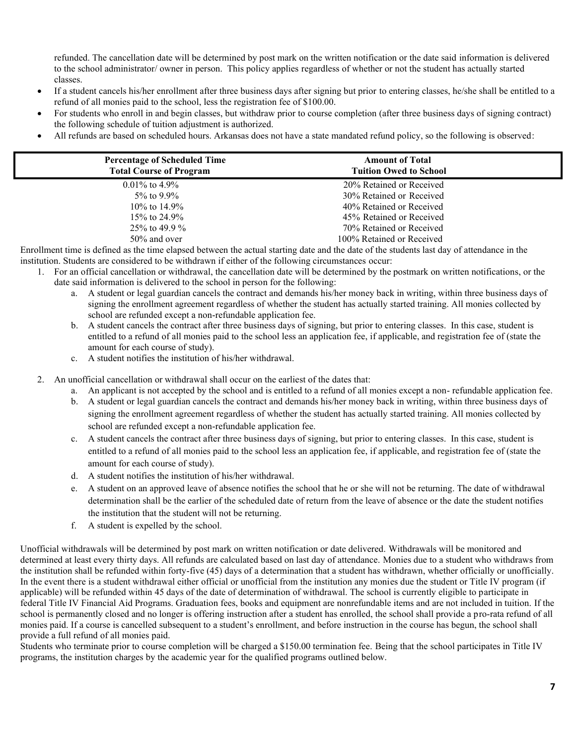refunded. The cancellation date will be determined by post mark on the written notification or the date said information is delivered to the school administrator/ owner in person. This policy applies regardless of whether or not the student has actually started classes.

- If a student cancels his/her enrollment after three business days after signing but prior to entering classes, he/she shall be entitled to a refund of all monies paid to the school, less the registration fee of $100.00.
- For students who enroll in and begin classes, but withdraw prior to course completion (after three business days of signing contract) the following schedule of tuition adjustment is authorized.
- All refunds are based on scheduled hours. Arkansas does not have a state mandated refund policy, so the following is observed:

| Percentage of Scheduled Time Total Course of Program | Amount of Total Tuition Owed to School |
|---|---|
| 0.01% to 4.9% | 20% Retained or Received |
| 5% to 9.9% | 30% Retained or Received |
| 10% to 14.9% | 40% Retained or Received |
| 15% to 24.9% | 45% Retained or Received |
| 25% to 49.9 % | 70% Retained or Received |
| 50% and over | 100% Retained or Received |

Enrollment time is defined as the time elapsed between the actual starting date and the date of the students last day of attendance in the institution. Students are considered to be withdrawn if either of the following circumstances occur:

1. For an official cancellation or withdrawal, the cancellation date will be determined by the postmark on written notifications, or the date said information is delivered to the school in person for the following:
   a. A student or legal guardian cancels the contract and demands his/her money back in writing, within three business days of signing the enrollment agreement regardless of whether the student has actually started training. All monies collected by school are refunded except a non-refundable application fee.
   b. A student cancels the contract after three business days of signing, but prior to entering classes. In this case, student is entitled to a refund of all monies paid to the school less an application fee, if applicable, and registration fee of (state the amount for each course of study).
   c. A student notifies the institution of his/her withdrawal.

2. An unofficial cancellation or withdrawal shall occur on the earliest of the dates that:
   a. An applicant is not accepted by the school and is entitled to a refund of all monies except a non- refundable application fee.
   b. A student or legal guardian cancels the contract and demands his/her money back in writing, within three business days of signing the enrollment agreement regardless of whether the student has actually started training. All monies collected by school are refunded except a non-refundable application fee.
   c. A student cancels the contract after three business days of signing, but prior to entering classes. In this case, student is entitled to a refund of all monies paid to the school less an application fee, if applicable, and registration fee of (state the amount for each course of study).
   d. A student notifies the institution of his/her withdrawal.
   e. A student on an approved leave of absence notifies the school that he or she will not be returning. The date of withdrawal determination shall be the earlier of the scheduled date of return from the leave of absence or the date the student notifies the institution that the student will not be returning.
   f. A student is expelled by the school.

Unofficial withdrawals will be determined by post mark on written notification or date delivered. Withdrawals will be monitored and determined at least every thirty days. All refunds are calculated based on last day of attendance. Monies due to a student who withdraws from the institution shall be refunded within forty-five (45) days of a determination that a student has withdrawn, whether officially or unofficially. In the event there is a student withdrawal either official or unofficial from the institution any monies due the student or Title IV program (if applicable) will be refunded within 45 days of the date of determination of withdrawal. The school is currently eligible to participate in federal Title IV Financial Aid Programs. Graduation fees, books and equipment are nonrefundable items and are not included in tuition. If the school is permanently closed and no longer is offering instruction after a student has enrolled, the school shall provide a pro-rata refund of all monies paid. If a course is cancelled subsequent to a student's enrollment, and before instruction in the course has begun, the school shall provide a full refund of all monies paid.

Students who terminate prior to course completion will be charged a $150.00 termination fee. Being that the school participates in Title IV programs, the institution charges by the academic year for the qualified programs outlined below.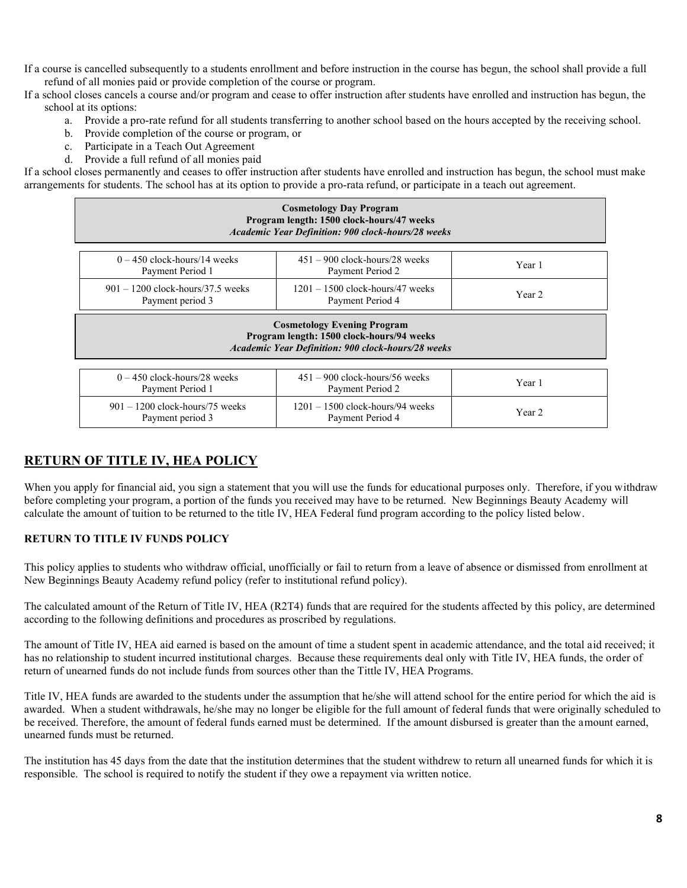If a course is cancelled subsequently to a students enrollment and before instruction in the course has begun, the school shall provide a full refund of all monies paid or provide completion of the course or program.

If a school closes cancels a course and/or program and cease to offer instruction after students have enrolled and instruction has begun, the school at its options:

a. Provide a pro-rate refund for all students transferring to another school based on the hours accepted by the receiving school.
b. Provide completion of the course or program, or
c. Participate in a Teach Out Agreement
d. Provide a full refund of all monies paid

If a school closes permanently and ceases to offer instruction after students have enrolled and instruction has begun, the school must make arrangements for students. The school has at its option to provide a pro-rata refund, or participate in a teach out agreement.

| **Cosmetology Day Program**<br>**Program length: 1500 clock-hours/47 weeks**<br>***Academic Year Definition: 900 clock-hours/28 weeks*** | | |
|---|---|---|
| 0 – 450 clock-hours/14 weeks<br>Payment Period 1 | 451 – 900 clock-hours/28 weeks<br>Payment Period 2 | Year 1 |
| 901 – 1200 clock-hours/37.5 weeks<br>Payment period 3 | 1201 – 1500 clock-hours/47 weeks<br>Payment Period 4 | Year 2 |

| **Cosmetology Evening Program**<br>**Program length: 1500 clock-hours/94 weeks**<br>***Academic Year Definition: 900 clock-hours/28 weeks*** | | |
|---|---|---|
| 0 – 450 clock-hours/28 weeks<br>Payment Period 1 | 451 – 900 clock-hours/56 weeks<br>Payment Period 2 | Year 1 |
| 901 – 1200 clock-hours/75 weeks<br>Payment period 3 | 1201 – 1500 clock-hours/94 weeks<br>Payment Period 4 | Year 2 |

## RETURN OF TITLE IV, HEA POLICY

When you apply for financial aid, you sign a statement that you will use the funds for educational purposes only. Therefore, if you withdraw before completing your program, a portion of the funds you received may have to be returned. New Beginnings Beauty Academy will calculate the amount of tuition to be returned to the title IV, HEA Federal fund program according to the policy listed below.

### RETURN TO TITLE IV FUNDS POLICY

This policy applies to students who withdraw official, unofficially or fail to return from a leave of absence or dismissed from enrollment at New Beginnings Beauty Academy refund policy (refer to institutional refund policy).

The calculated amount of the Return of Title IV, HEA (R2T4) funds that are required for the students affected by this policy, are determined according to the following definitions and procedures as proscribed by regulations.

The amount of Title IV, HEA aid earned is based on the amount of time a student spent in academic attendance, and the total aid received; it has no relationship to student incurred institutional charges. Because these requirements deal only with Title IV, HEA funds, the order of return of unearned funds do not include funds from sources other than the Tittle IV, HEA Programs.

Title IV, HEA funds are awarded to the students under the assumption that he/she will attend school for the entire period for which the aid is awarded. When a student withdrawals, he/she may no longer be eligible for the full amount of federal funds that were originally scheduled to be received. Therefore, the amount of federal funds earned must be determined. If the amount disbursed is greater than the amount earned, unearned funds must be returned.

The institution has 45 days from the date that the institution determines that the student withdrew to return all unearned funds for which it is responsible. The school is required to notify the student if they owe a repayment via written notice.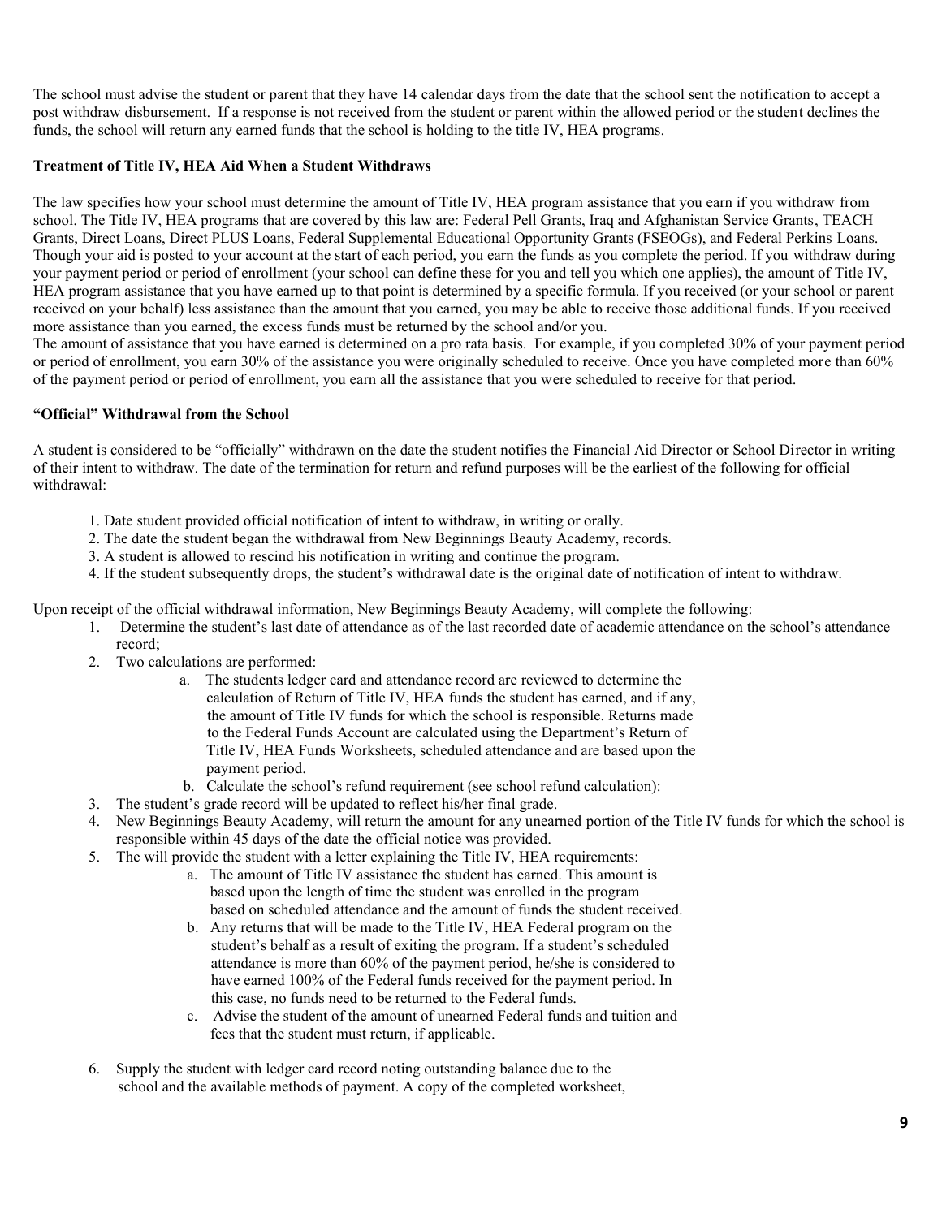The school must advise the student or parent that they have 14 calendar days from the date that the school sent the notification to accept a post withdraw disbursement. If a response is not received from the student or parent within the allowed period or the student declines the funds, the school will return any earned funds that the school is holding to the title IV, HEA programs.

**Treatment of Title IV, HEA Aid When a Student Withdraws**

The law specifies how your school must determine the amount of Title IV, HEA program assistance that you earn if you withdraw from school. The Title IV, HEA programs that are covered by this law are: Federal Pell Grants, Iraq and Afghanistan Service Grants, TEACH Grants, Direct Loans, Direct PLUS Loans, Federal Supplemental Educational Opportunity Grants (FSEOGs), and Federal Perkins Loans. Though your aid is posted to your account at the start of each period, you earn the funds as you complete the period. If you withdraw during your payment period or period of enrollment (your school can define these for you and tell you which one applies), the amount of Title IV, HEA program assistance that you have earned up to that point is determined by a specific formula. If you received (or your school or parent received on your behalf) less assistance than the amount that you earned, you may be able to receive those additional funds. If you received more assistance than you earned, the excess funds must be returned by the school and/or you.
The amount of assistance that you have earned is determined on a pro rata basis. For example, if you completed 30% of your payment period or period of enrollment, you earn 30% of the assistance you were originally scheduled to receive. Once you have completed more than 60% of the payment period or period of enrollment, you earn all the assistance that you were scheduled to receive for that period.

**"Official" Withdrawal from the School**

A student is considered to be "officially" withdrawn on the date the student notifies the Financial Aid Director or School Director in writing of their intent to withdraw. The date of the termination for return and refund purposes will be the earliest of the following for official withdrawal:

1. Date student provided official notification of intent to withdraw, in writing or orally.
2. The date the student began the withdrawal from New Beginnings Beauty Academy, records.
3. A student is allowed to rescind his notification in writing and continue the program.
4. If the student subsequently drops, the student's withdrawal date is the original date of notification of intent to withdraw.

Upon receipt of the official withdrawal information, New Beginnings Beauty Academy, will complete the following:

1. Determine the student's last date of attendance as of the last recorded date of academic attendance on the school's attendance record;
2. Two calculations are performed:
   a. The students ledger card and attendance record are reviewed to determine the calculation of Return of Title IV, HEA funds the student has earned, and if any, the amount of Title IV funds for which the school is responsible. Returns made to the Federal Funds Account are calculated using the Department's Return of Title IV, HEA Funds Worksheets, scheduled attendance and are based upon the payment period.
   b. Calculate the school's refund requirement (see school refund calculation):
3. The student's grade record will be updated to reflect his/her final grade.
4. New Beginnings Beauty Academy, will return the amount for any unearned portion of the Title IV funds for which the school is responsible within 45 days of the date the official notice was provided.
5. The will provide the student with a letter explaining the Title IV, HEA requirements:
   a. The amount of Title IV assistance the student has earned. This amount is based upon the length of time the student was enrolled in the program based on scheduled attendance and the amount of funds the student received.
   b. Any returns that will be made to the Title IV, HEA Federal program on the student's behalf as a result of exiting the program. If a student's scheduled attendance is more than 60% of the payment period, he/she is considered to have earned 100% of the Federal funds received for the payment period. In this case, no funds need to be returned to the Federal funds.
   c. Advise the student of the amount of unearned Federal funds and tuition and fees that the student must return, if applicable.

6. Supply the student with ledger card record noting outstanding balance due to the school and the available methods of payment. A copy of the completed worksheet,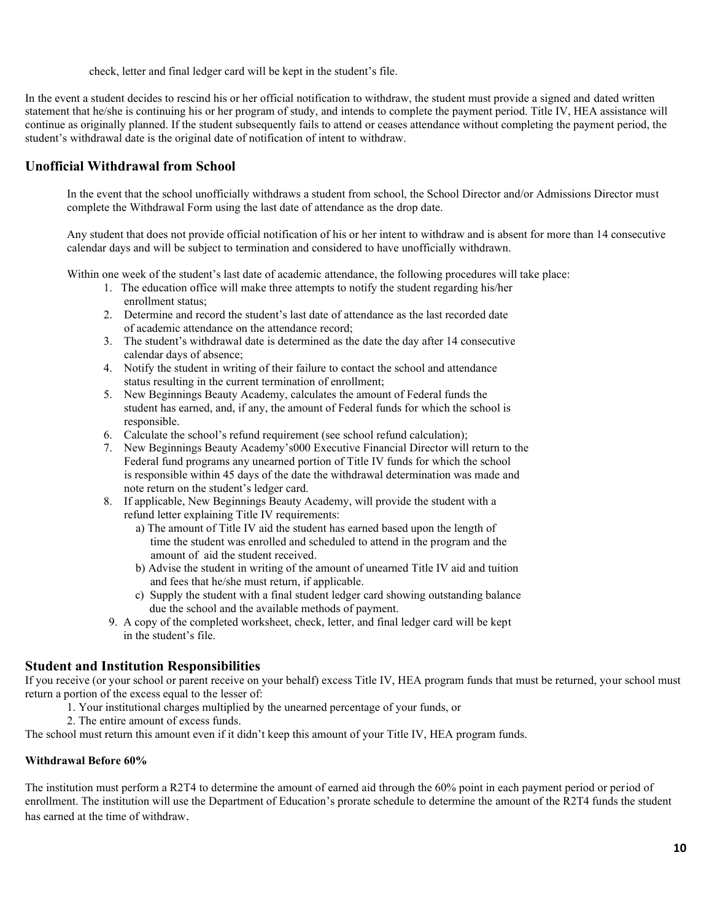check, letter and final ledger card will be kept in the student's file.

In the event a student decides to rescind his or her official notification to withdraw, the student must provide a signed and dated written statement that he/she is continuing his or her program of study, and intends to complete the payment period. Title IV, HEA assistance will continue as originally planned. If the student subsequently fails to attend or ceases attendance without completing the payment period, the student's withdrawal date is the original date of notification of intent to withdraw.

## Unofficial Withdrawal from School

In the event that the school unofficially withdraws a student from school, the School Director and/or Admissions Director must complete the Withdrawal Form using the last date of attendance as the drop date.

Any student that does not provide official notification of his or her intent to withdraw and is absent for more than 14 consecutive calendar days and will be subject to termination and considered to have unofficially withdrawn.

Within one week of the student's last date of academic attendance, the following procedures will take place:

1. The education office will make three attempts to notify the student regarding his/her enrollment status;
2. Determine and record the student's last date of attendance as the last recorded date of academic attendance on the attendance record;
3. The student's withdrawal date is determined as the date the day after 14 consecutive calendar days of absence;
4. Notify the student in writing of their failure to contact the school and attendance status resulting in the current termination of enrollment;
5. New Beginnings Beauty Academy, calculates the amount of Federal funds the student has earned, and, if any, the amount of Federal funds for which the school is responsible.
6. Calculate the school's refund requirement (see school refund calculation);
7. New Beginnings Beauty Academy's000 Executive Financial Director will return to the Federal fund programs any unearned portion of Title IV funds for which the school is responsible within 45 days of the date the withdrawal determination was made and note return on the student's ledger card.
8. If applicable, New Beginnings Beauty Academy, will provide the student with a refund letter explaining Title IV requirements:
   a) The amount of Title IV aid the student has earned based upon the length of time the student was enrolled and scheduled to attend in the program and the amount of aid the student received.
   b) Advise the student in writing of the amount of unearned Title IV aid and tuition and fees that he/she must return, if applicable.
   c) Supply the student with a final student ledger card showing outstanding balance due the school and the available methods of payment.
9. A copy of the completed worksheet, check, letter, and final ledger card will be kept in the student's file.

## Student and Institution Responsibilities

If you receive (or your school or parent receive on your behalf) excess Title IV, HEA program funds that must be returned, your school must return a portion of the excess equal to the lesser of:

1. Your institutional charges multiplied by the unearned percentage of your funds, or
2. The entire amount of excess funds.

The school must return this amount even if it didn't keep this amount of your Title IV, HEA program funds.

### Withdrawal Before 60%

The institution must perform a R2T4 to determine the amount of earned aid through the 60% point in each payment period or period of enrollment. The institution will use the Department of Education's prorate schedule to determine the amount of the R2T4 funds the student has earned at the time of withdraw.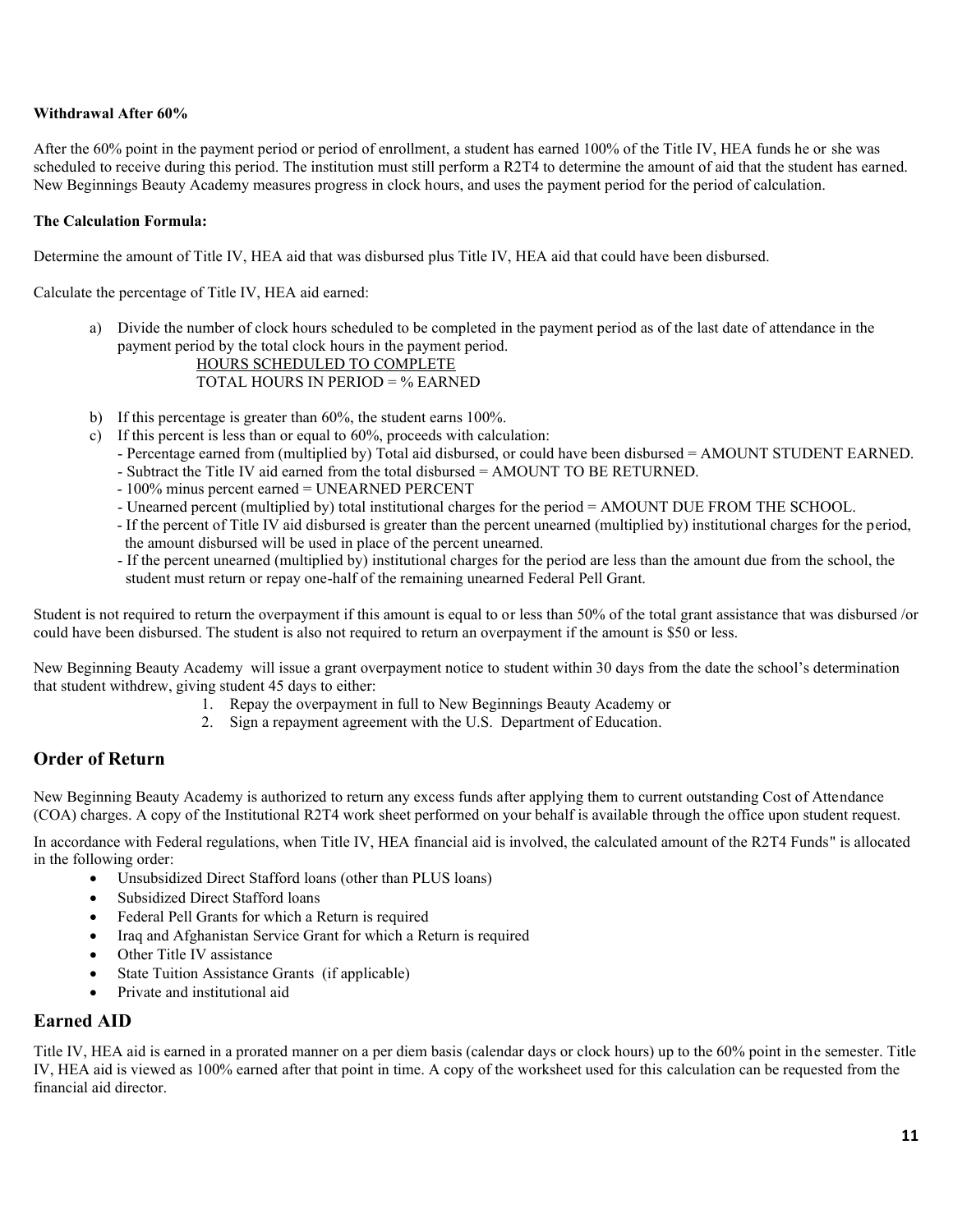**Withdrawal After 60%**

After the 60% point in the payment period or period of enrollment, a student has earned 100% of the Title IV, HEA funds he or she was scheduled to receive during this period. The institution must still perform a R2T4 to determine the amount of aid that the student has earned. New Beginnings Beauty Academy measures progress in clock hours, and uses the payment period for the period of calculation.

**The Calculation Formula:**

Determine the amount of Title IV, HEA aid that was disbursed plus Title IV, HEA aid that could have been disbursed.

Calculate the percentage of Title IV, HEA aid earned:

a) Divide the number of clock hours scheduled to be completed in the payment period as of the last date of attendance in the payment period by the total clock hours in the payment period.

   HOURS SCHEDULED TO COMPLETE
   TOTAL HOURS IN PERIOD = % EARNED

b) If this percentage is greater than 60%, the student earns 100%.
c) If this percent is less than or equal to 60%, proceeds with calculation:
   - Percentage earned from (multiplied by) Total aid disbursed, or could have been disbursed = AMOUNT STUDENT EARNED.
   - Subtract the Title IV aid earned from the total disbursed = AMOUNT TO BE RETURNED.
   - 100% minus percent earned = UNEARNED PERCENT
   - Unearned percent (multiplied by) total institutional charges for the period = AMOUNT DUE FROM THE SCHOOL.
   - If the percent of Title IV aid disbursed is greater than the percent unearned (multiplied by) institutional charges for the period, the amount disbursed will be used in place of the percent unearned.
   - If the percent unearned (multiplied by) institutional charges for the period are less than the amount due from the school, the student must return or repay one-half of the remaining unearned Federal Pell Grant.

Student is not required to return the overpayment if this amount is equal to or less than 50% of the total grant assistance that was disbursed /or could have been disbursed. The student is also not required to return an overpayment if the amount is $50 or less.

New Beginning Beauty Academy will issue a grant overpayment notice to student within 30 days from the date the school's determination that student withdrew, giving student 45 days to either:

1. Repay the overpayment in full to New Beginnings Beauty Academy or
2. Sign a repayment agreement with the U.S. Department of Education.

## Order of Return

New Beginning Beauty Academy is authorized to return any excess funds after applying them to current outstanding Cost of Attendance (COA) charges. A copy of the Institutional R2T4 work sheet performed on your behalf is available through the office upon student request.

In accordance with Federal regulations, when Title IV, HEA financial aid is involved, the calculated amount of the R2T4 Funds" is allocated in the following order:

- Unsubsidized Direct Stafford loans (other than PLUS loans)
- Subsidized Direct Stafford loans
- Federal Pell Grants for which a Return is required
- Iraq and Afghanistan Service Grant for which a Return is required
- Other Title IV assistance
- State Tuition Assistance Grants (if applicable)
- Private and institutional aid

## Earned AID

Title IV, HEA aid is earned in a prorated manner on a per diem basis (calendar days or clock hours) up to the 60% point in the semester. Title IV, HEA aid is viewed as 100% earned after that point in time. A copy of the worksheet used for this calculation can be requested from the financial aid director.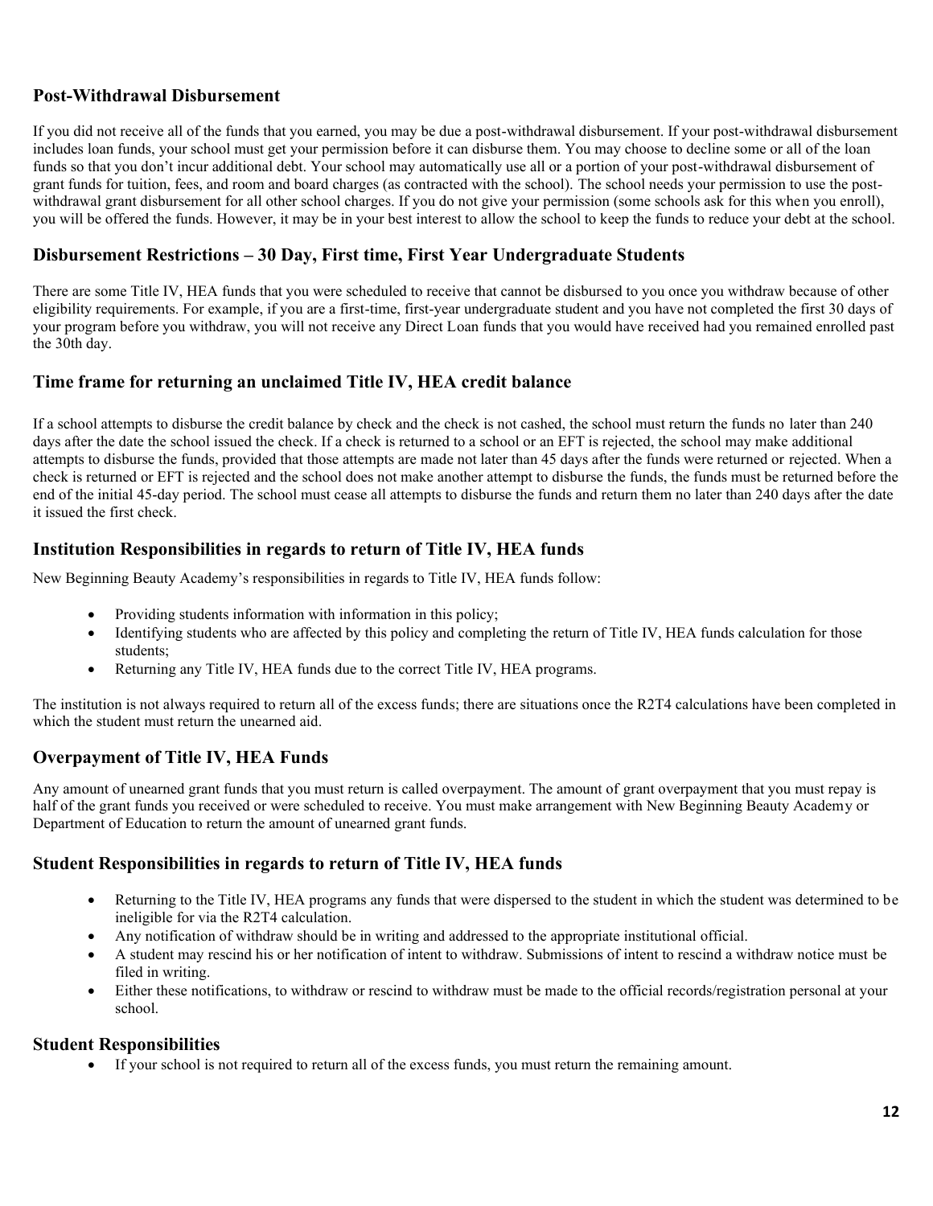## Post-Withdrawal Disbursement

If you did not receive all of the funds that you earned, you may be due a post-withdrawal disbursement. If your post-withdrawal disbursement includes loan funds, your school must get your permission before it can disburse them. You may choose to decline some or all of the loan funds so that you don't incur additional debt. Your school may automatically use all or a portion of your post-withdrawal disbursement of grant funds for tuition, fees, and room and board charges (as contracted with the school). The school needs your permission to use the post-withdrawal grant disbursement for all other school charges. If you do not give your permission (some schools ask for this when you enroll), you will be offered the funds. However, it may be in your best interest to allow the school to keep the funds to reduce your debt at the school.

## Disbursement Restrictions – 30 Day, First time, First Year Undergraduate Students

There are some Title IV, HEA funds that you were scheduled to receive that cannot be disbursed to you once you withdraw because of other eligibility requirements. For example, if you are a first-time, first-year undergraduate student and you have not completed the first 30 days of your program before you withdraw, you will not receive any Direct Loan funds that you would have received had you remained enrolled past the 30th day.

## Time frame for returning an unclaimed Title IV, HEA credit balance

If a school attempts to disburse the credit balance by check and the check is not cashed, the school must return the funds no later than 240 days after the date the school issued the check. If a check is returned to a school or an EFT is rejected, the school may make additional attempts to disburse the funds, provided that those attempts are made not later than 45 days after the funds were returned or rejected. When a check is returned or EFT is rejected and the school does not make another attempt to disburse the funds, the funds must be returned before the end of the initial 45-day period. The school must cease all attempts to disburse the funds and return them no later than 240 days after the date it issued the first check.

## Institution Responsibilities in regards to return of Title IV, HEA funds

New Beginning Beauty Academy's responsibilities in regards to Title IV, HEA funds follow:

- Providing students information with information in this policy;
- Identifying students who are affected by this policy and completing the return of Title IV, HEA funds calculation for those students;
- Returning any Title IV, HEA funds due to the correct Title IV, HEA programs.

The institution is not always required to return all of the excess funds; there are situations once the R2T4 calculations have been completed in which the student must return the unearned aid.

## Overpayment of Title IV, HEA Funds

Any amount of unearned grant funds that you must return is called overpayment. The amount of grant overpayment that you must repay is half of the grant funds you received or were scheduled to receive. You must make arrangement with New Beginning Beauty Academy or Department of Education to return the amount of unearned grant funds.

## Student Responsibilities in regards to return of Title IV, HEA funds

- Returning to the Title IV, HEA programs any funds that were dispersed to the student in which the student was determined to be ineligible for via the R2T4 calculation.
- Any notification of withdraw should be in writing and addressed to the appropriate institutional official.
- A student may rescind his or her notification of intent to withdraw. Submissions of intent to rescind a withdraw notice must be filed in writing.
- Either these notifications, to withdraw or rescind to withdraw must be made to the official records/registration personal at your school.

## Student Responsibilities

- If your school is not required to return all of the excess funds, you must return the remaining amount.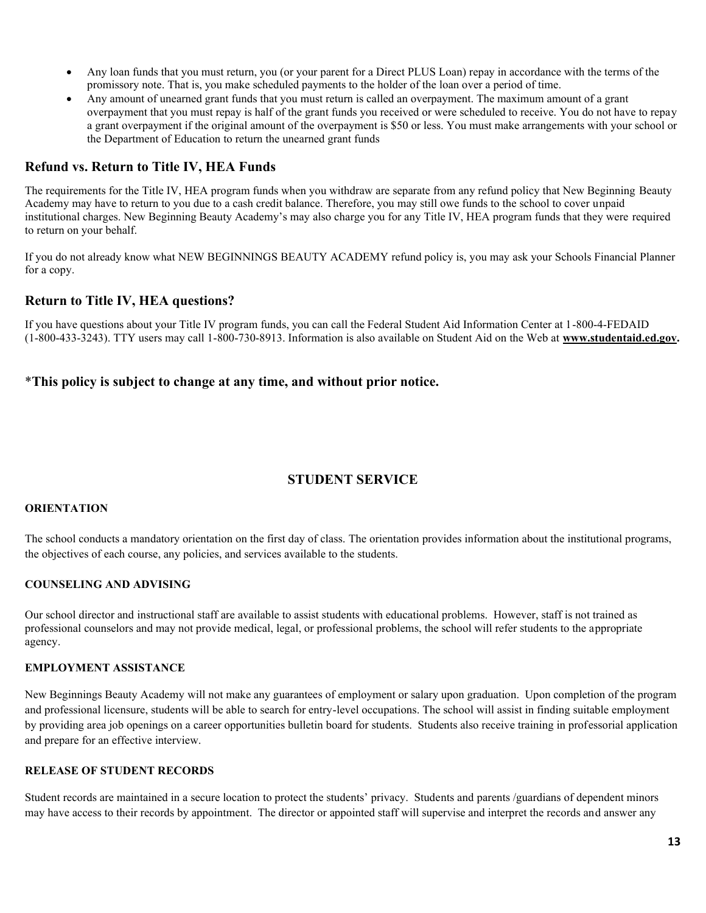- Any loan funds that you must return, you (or your parent for a Direct PLUS Loan) repay in accordance with the terms of the promissory note. That is, you make scheduled payments to the holder of the loan over a period of time.
- Any amount of unearned grant funds that you must return is called an overpayment. The maximum amount of a grant overpayment that you must repay is half of the grant funds you received or were scheduled to receive. You do not have to repay a grant overpayment if the original amount of the overpayment is $50 or less. You must make arrangements with your school or the Department of Education to return the unearned grant funds

## Refund vs. Return to Title IV, HEA Funds

The requirements for the Title IV, HEA program funds when you withdraw are separate from any refund policy that New Beginning Beauty Academy may have to return to you due to a cash credit balance. Therefore, you may still owe funds to the school to cover unpaid institutional charges. New Beginning Beauty Academy's may also charge you for any Title IV, HEA program funds that they were required to return on your behalf.

If you do not already know what NEW BEGINNINGS BEAUTY ACADEMY refund policy is, you may ask your Schools Financial Planner for a copy.

## Return to Title IV, HEA questions?

If you have questions about your Title IV program funds, you can call the Federal Student Aid Information Center at 1-800-4-FEDAID (1-800-433-3243). TTY users may call 1-800-730-8913. Information is also available on Student Aid on the Web at **www.studentaid.ed.gov.**

## *This policy is subject to change at any time, and without prior notice.

## STUDENT SERVICE

### ORIENTATION

The school conducts a mandatory orientation on the first day of class. The orientation provides information about the institutional programs, the objectives of each course, any policies, and services available to the students.

### COUNSELING AND ADVISING

Our school director and instructional staff are available to assist students with educational problems. However, staff is not trained as professional counselors and may not provide medical, legal, or professional problems, the school will refer students to the appropriate agency.

### EMPLOYMENT ASSISTANCE

New Beginnings Beauty Academy will not make any guarantees of employment or salary upon graduation. Upon completion of the program and professional licensure, students will be able to search for entry-level occupations. The school will assist in finding suitable employment by providing area job openings on a career opportunities bulletin board for students. Students also receive training in professorial application and prepare for an effective interview.

### RELEASE OF STUDENT RECORDS

Student records are maintained in a secure location to protect the students' privacy. Students and parents /guardians of dependent minors may have access to their records by appointment. The director or appointed staff will supervise and interpret the records and answer any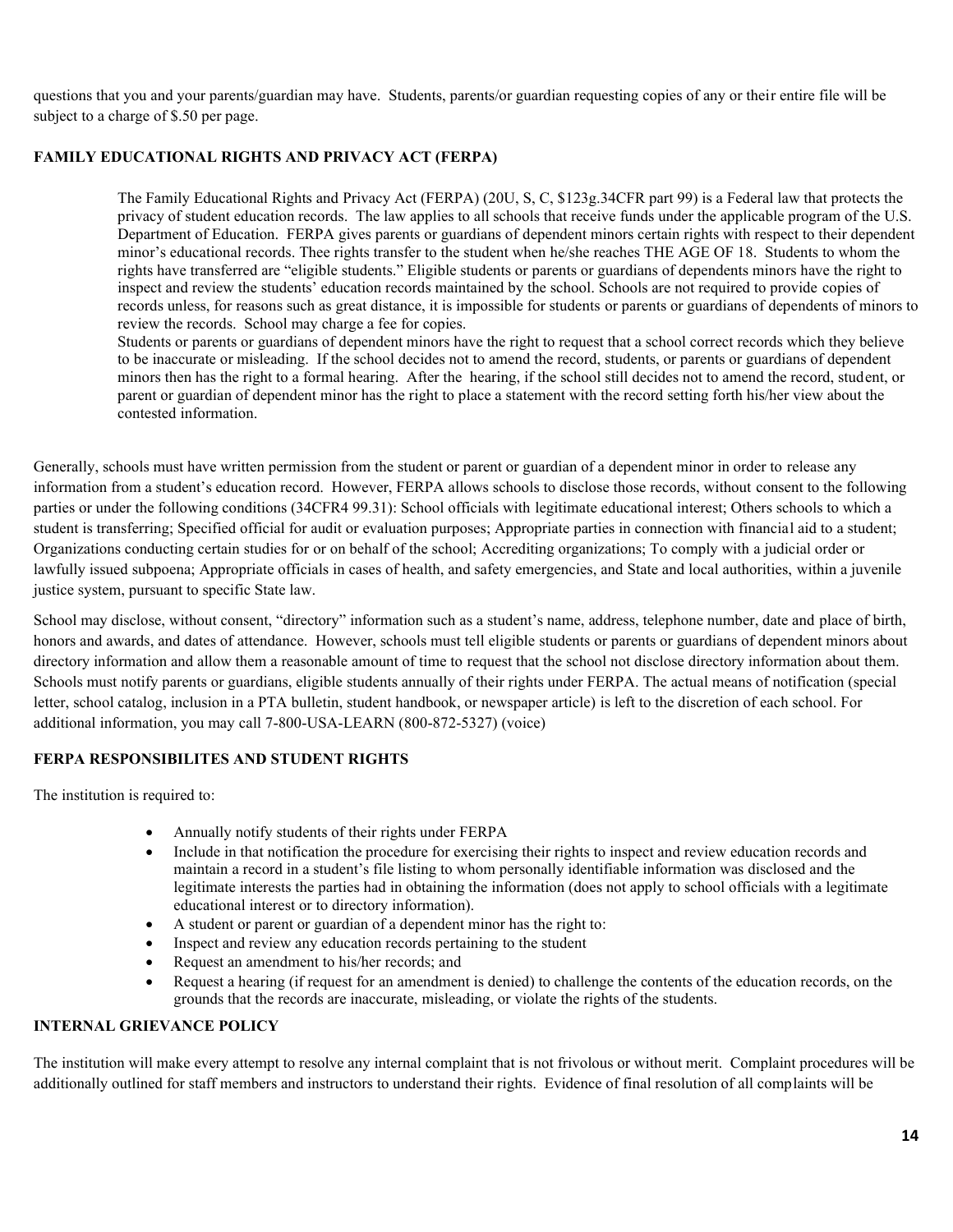questions that you and your parents/guardian may have. Students, parents/or guardian requesting copies of any or their entire file will be subject to a charge of $.50 per page.

**FAMILY EDUCATIONAL RIGHTS AND PRIVACY ACT (FERPA)**

> The Family Educational Rights and Privacy Act (FERPA) (20U, S, C, $123g.34CFR part 99) is a Federal law that protects the privacy of student education records. The law applies to all schools that receive funds under the applicable program of the U.S. Department of Education. FERPA gives parents or guardians of dependent minors certain rights with respect to their dependent minor's educational records. Thee rights transfer to the student when he/she reaches THE AGE OF 18. Students to whom the rights have transferred are "eligible students." Eligible students or parents or guardians of dependents minors have the right to inspect and review the students' education records maintained by the school. Schools are not required to provide copies of records unless, for reasons such as great distance, it is impossible for students or parents or guardians of dependents of minors to review the records. School may charge a fee for copies.
>
> Students or parents or guardians of dependent minors have the right to request that a school correct records which they believe to be inaccurate or misleading. If the school decides not to amend the record, students, or parents or guardians of dependent minors then has the right to a formal hearing. After the hearing, if the school still decides not to amend the record, student, or parent or guardian of dependent minor has the right to place a statement with the record setting forth his/her view about the contested information.

Generally, schools must have written permission from the student or parent or guardian of a dependent minor in order to release any information from a student's education record. However, FERPA allows schools to disclose those records, without consent to the following parties or under the following conditions (34CFR4 99.31): School officials with legitimate educational interest; Others schools to which a student is transferring; Specified official for audit or evaluation purposes; Appropriate parties in connection with financial aid to a student; Organizations conducting certain studies for or on behalf of the school; Accrediting organizations; To comply with a judicial order or lawfully issued subpoena; Appropriate officials in cases of health, and safety emergencies, and State and local authorities, within a juvenile justice system, pursuant to specific State law.

School may disclose, without consent, "directory" information such as a student's name, address, telephone number, date and place of birth, honors and awards, and dates of attendance. However, schools must tell eligible students or parents or guardians of dependent minors about directory information and allow them a reasonable amount of time to request that the school not disclose directory information about them. Schools must notify parents or guardians, eligible students annually of their rights under FERPA. The actual means of notification (special letter, school catalog, inclusion in a PTA bulletin, student handbook, or newspaper article) is left to the discretion of each school. For additional information, you may call 7-800-USA-LEARN (800-872-5327) (voice)

**FERPA RESPONSIBILITES AND STUDENT RIGHTS**

The institution is required to:

- Annually notify students of their rights under FERPA
- Include in that notification the procedure for exercising their rights to inspect and review education records and maintain a record in a student's file listing to whom personally identifiable information was disclosed and the legitimate interests the parties had in obtaining the information (does not apply to school officials with a legitimate educational interest or to directory information).
- A student or parent or guardian of a dependent minor has the right to:
- Inspect and review any education records pertaining to the student
- Request an amendment to his/her records; and
- Request a hearing (if request for an amendment is denied) to challenge the contents of the education records, on the grounds that the records are inaccurate, misleading, or violate the rights of the students.

**INTERNAL GRIEVANCE POLICY**

The institution will make every attempt to resolve any internal complaint that is not frivolous or without merit. Complaint procedures will be additionally outlined for staff members and instructors to understand their rights. Evidence of final resolution of all complaints will be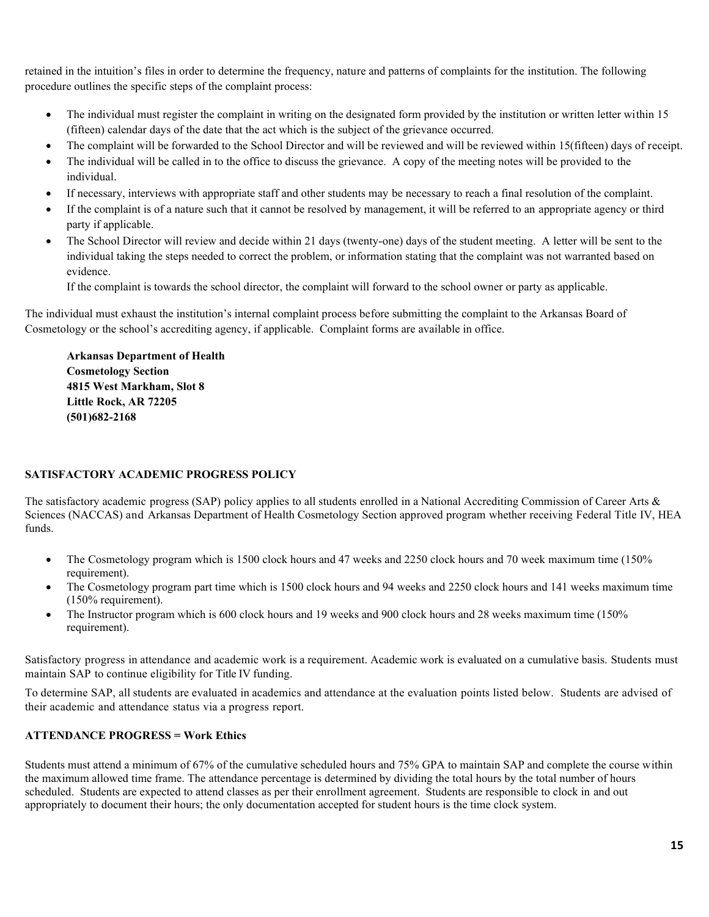retained in the intuition's files in order to determine the frequency, nature and patterns of complaints for the institution. The following procedure outlines the specific steps of the complaint process:

- The individual must register the complaint in writing on the designated form provided by the institution or written letter within 15 (fifteen) calendar days of the date that the act which is the subject of the grievance occurred.
- The complaint will be forwarded to the School Director and will be reviewed and will be reviewed within 15(fifteen) days of receipt.
- The individual will be called in to the office to discuss the grievance. A copy of the meeting notes will be provided to the individual.
- If necessary, interviews with appropriate staff and other students may be necessary to reach a final resolution of the complaint.
- If the complaint is of a nature such that it cannot be resolved by management, it will be referred to an appropriate agency or third party if applicable.
- The School Director will review and decide within 21 days (twenty-one) days of the student meeting. A letter will be sent to the individual taking the steps needed to correct the problem, or information stating that the complaint was not warranted based on evidence.

  If the complaint is towards the school director, the complaint will forward to the school owner or party as applicable.

The individual must exhaust the institution's internal complaint process before submitting the complaint to the Arkansas Board of Cosmetology or the school's accrediting agency, if applicable. Complaint forms are available in office.

**Arkansas Department of Health**
**Cosmetology Section**
**4815 West Markham, Slot 8**
**Little Rock, AR 72205**
**(501)682-2168**

**SATISFACTORY ACADEMIC PROGRESS POLICY**

The satisfactory academic progress (SAP) policy applies to all students enrolled in a National Accrediting Commission of Career Arts & Sciences (NACCAS) and Arkansas Department of Health Cosmetology Section approved program whether receiving Federal Title IV, HEA funds.

- The Cosmetology program which is 1500 clock hours and 47 weeks and 2250 clock hours and 70 week maximum time (150% requirement).
- The Cosmetology program part time which is 1500 clock hours and 94 weeks and 2250 clock hours and 141 weeks maximum time (150% requirement).
- The Instructor program which is 600 clock hours and 19 weeks and 900 clock hours and 28 weeks maximum time (150% requirement).

Satisfactory progress in attendance and academic work is a requirement. Academic work is evaluated on a cumulative basis. Students must maintain SAP to continue eligibility for Title IV funding.

To determine SAP, all students are evaluated in academics and attendance at the evaluation points listed below. Students are advised of their academic and attendance status via a progress report.

**ATTENDANCE PROGRESS = Work Ethics**

Students must attend a minimum of 67% of the cumulative scheduled hours and 75% GPA to maintain SAP and complete the course within the maximum allowed time frame. The attendance percentage is determined by dividing the total hours by the total number of hours scheduled. Students are expected to attend classes as per their enrollment agreement. Students are responsible to clock in and out appropriately to document their hours; the only documentation accepted for student hours is the time clock system.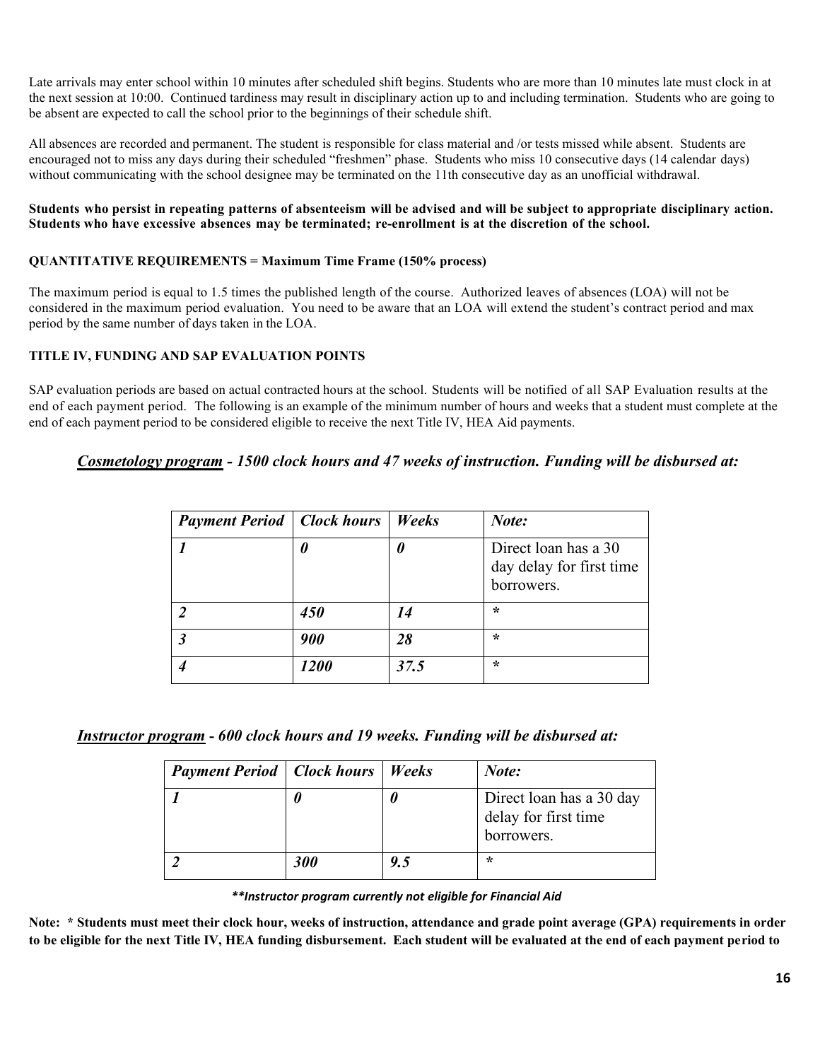Late arrivals may enter school within 10 minutes after scheduled shift begins. Students who are more than 10 minutes late must clock in at the next session at 10:00. Continued tardiness may result in disciplinary action up to and including termination. Students who are going to be absent are expected to call the school prior to the beginnings of their schedule shift.

All absences are recorded and permanent. The student is responsible for class material and /or tests missed while absent. Students are encouraged not to miss any days during their scheduled "freshmen" phase. Students who miss 10 consecutive days (14 calendar days) without communicating with the school designee may be terminated on the 11th consecutive day as an unofficial withdrawal.

**Students who persist in repeating patterns of absenteeism will be advised and will be subject to appropriate disciplinary action. Students who have excessive absences may be terminated; re-enrollment is at the discretion of the school.**

**QUANTITATIVE REQUIREMENTS = Maximum Time Frame (150% process)**

The maximum period is equal to 1.5 times the published length of the course. Authorized leaves of absences (LOA) will not be considered in the maximum period evaluation. You need to be aware that an LOA will extend the student's contract period and max period by the same number of days taken in the LOA.

**TITLE IV, FUNDING AND SAP EVALUATION POINTS**

SAP evaluation periods are based on actual contracted hours at the school. Students will be notified of all SAP Evaluation results at the end of each payment period. The following is an example of the minimum number of hours and weeks that a student must complete at the end of each payment period to be considered eligible to receive the next Title IV, HEA Aid payments.

***Cosmetology program* - *1500 clock hours and 47 weeks of instruction. Funding will be disbursed at:***

| *Payment Period* | *Clock hours* | *Weeks* | *Note:* |
|---|---|---|---|
| *1* | *0* | *0* | Direct loan has a 30 day delay for first time borrowers. |
| *2* | *450* | *14* | * |
| *3* | *900* | *28* | * |
| *4* | *1200* | *37.5* | * |

***Instructor program* - *600 clock hours and 19 weeks. Funding will be disbursed at:***

| *Payment Period* | *Clock hours* | *Weeks* | *Note:* |
|---|---|---|---|
| *1* | *0* | *0* | Direct loan has a 30 day delay for first time borrowers. |
| *2* | *300* | *9.5* | * |

***\*\*Instructor program currently not eligible for Financial Aid***

**Note: * Students must meet their clock hour, weeks of instruction, attendance and grade point average (GPA) requirements in order to be eligible for the next Title IV, HEA funding disbursement. Each student will be evaluated at the end of each payment period to**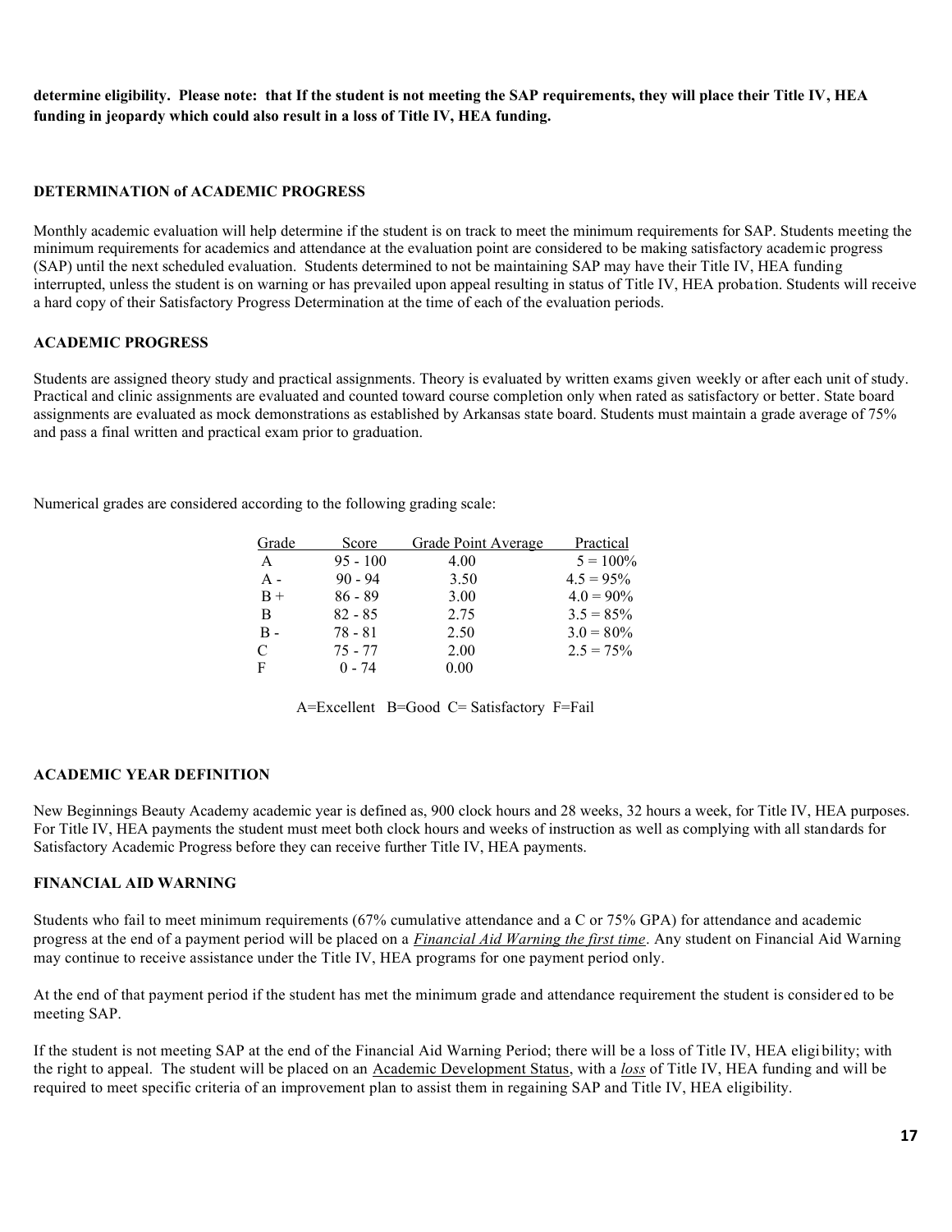**determine eligibility. Please note: that If the student is not meeting the SAP requirements, they will place their Title IV, HEA funding in jeopardy which could also result in a loss of Title IV, HEA funding.**

### DETERMINATION of ACADEMIC PROGRESS

Monthly academic evaluation will help determine if the student is on track to meet the minimum requirements for SAP. Students meeting the minimum requirements for academics and attendance at the evaluation point are considered to be making satisfactory academic progress (SAP) until the next scheduled evaluation. Students determined to not be maintaining SAP may have their Title IV, HEA funding interrupted, unless the student is on warning or has prevailed upon appeal resulting in status of Title IV, HEA probation. Students will receive a hard copy of their Satisfactory Progress Determination at the time of each of the evaluation periods.

### ACADEMIC PROGRESS

Students are assigned theory study and practical assignments. Theory is evaluated by written exams given weekly or after each unit of study. Practical and clinic assignments are evaluated and counted toward course completion only when rated as satisfactory or better. State board assignments are evaluated as mock demonstrations as established by Arkansas state board. Students must maintain a grade average of 75% and pass a final written and practical exam prior to graduation.

Numerical grades are considered according to the following grading scale:

| Grade | Score | Grade Point Average | Practical |
|---|---|---|---|
| A | 95 - 100 | 4.00 | 5 = 100% |
| A - | 90 - 94 | 3.50 | 4.5 = 95% |
| B + | 86 - 89 | 3.00 | 4.0 = 90% |
| B | 82 - 85 | 2.75 | 3.5 = 85% |
| B - | 78 - 81 | 2.50 | 3.0 = 80% |
| C | 75 - 77 | 2.00 | 2.5 = 75% |
| F | 0 - 74 | 0.00 | |

A=Excellent B=Good C= Satisfactory F=Fail

### ACADEMIC YEAR DEFINITION

New Beginnings Beauty Academy academic year is defined as, 900 clock hours and 28 weeks, 32 hours a week, for Title IV, HEA purposes. For Title IV, HEA payments the student must meet both clock hours and weeks of instruction as well as complying with all standards for Satisfactory Academic Progress before they can receive further Title IV, HEA payments.

### FINANCIAL AID WARNING

Students who fail to meet minimum requirements (67% cumulative attendance and a C or 75% GPA) for attendance and academic progress at the end of a payment period will be placed on a *Financial Aid Warning the first time*. Any student on Financial Aid Warning may continue to receive assistance under the Title IV, HEA programs for one payment period only.

At the end of that payment period if the student has met the minimum grade and attendance requirement the student is considered to be meeting SAP.

If the student is not meeting SAP at the end of the Financial Aid Warning Period; there will be a loss of Title IV, HEA eligibility; with the right to appeal. The student will be placed on an Academic Development Status, with a *loss* of Title IV, HEA funding and will be required to meet specific criteria of an improvement plan to assist them in regaining SAP and Title IV, HEA eligibility.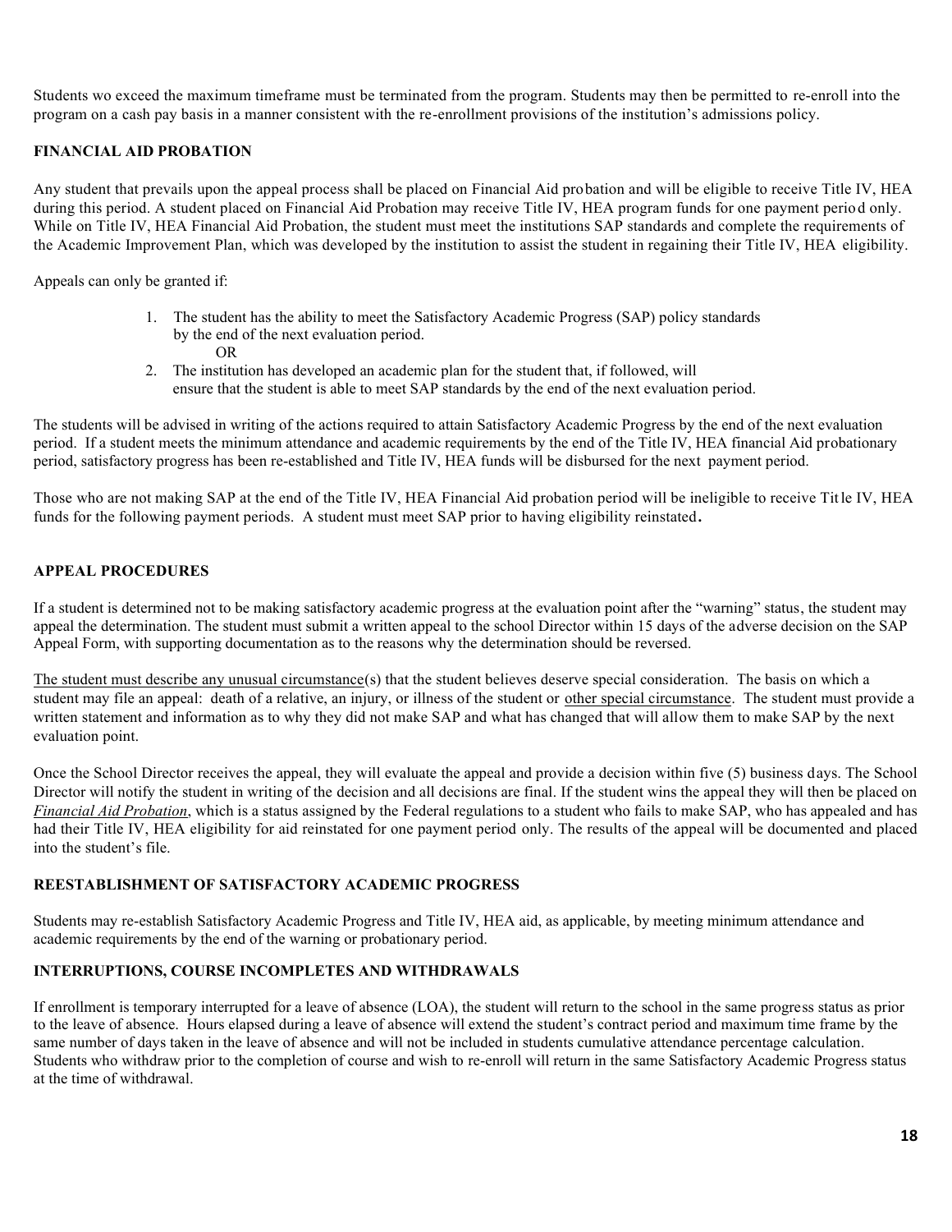Students wo exceed the maximum timeframe must be terminated from the program. Students may then be permitted to re-enroll into the program on a cash pay basis in a manner consistent with the re-enrollment provisions of the institution's admissions policy.

**FINANCIAL AID PROBATION**

Any student that prevails upon the appeal process shall be placed on Financial Aid probation and will be eligible to receive Title IV, HEA during this period. A student placed on Financial Aid Probation may receive Title IV, HEA program funds for one payment period only. While on Title IV, HEA Financial Aid Probation, the student must meet the institutions SAP standards and complete the requirements of the Academic Improvement Plan, which was developed by the institution to assist the student in regaining their Title IV, HEA eligibility.

Appeals can only be granted if:

1. The student has the ability to meet the Satisfactory Academic Progress (SAP) policy standards by the end of the next evaluation period.
   OR
2. The institution has developed an academic plan for the student that, if followed, will ensure that the student is able to meet SAP standards by the end of the next evaluation period.

The students will be advised in writing of the actions required to attain Satisfactory Academic Progress by the end of the next evaluation period. If a student meets the minimum attendance and academic requirements by the end of the Title IV, HEA financial Aid probationary period, satisfactory progress has been re-established and Title IV, HEA funds will be disbursed for the next payment period.

Those who are not making SAP at the end of the Title IV, HEA Financial Aid probation period will be ineligible to receive Title IV, HEA funds for the following payment periods. A student must meet SAP prior to having eligibility reinstated.

**APPEAL PROCEDURES**

If a student is determined not to be making satisfactory academic progress at the evaluation point after the "warning" status, the student may appeal the determination. The student must submit a written appeal to the school Director within 15 days of the adverse decision on the SAP Appeal Form, with supporting documentation as to the reasons why the determination should be reversed.

<u>The student must describe any unusual circumstance</u>(s) that the student believes deserve special consideration. The basis on which a student may file an appeal: death of a relative, an injury, or illness of the student or <u>other special circumstance</u>. The student must provide a written statement and information as to why they did not make SAP and what has changed that will allow them to make SAP by the next evaluation point.

Once the School Director receives the appeal, they will evaluate the appeal and provide a decision within five (5) business days. The School Director will notify the student in writing of the decision and all decisions are final. If the student wins the appeal they will then be placed on <u>*Financial Aid Probation*</u>, which is a status assigned by the Federal regulations to a student who fails to make SAP, who has appealed and has had their Title IV, HEA eligibility for aid reinstated for one payment period only. The results of the appeal will be documented and placed into the student's file.

**REESTABLISHMENT OF SATISFACTORY ACADEMIC PROGRESS**

Students may re-establish Satisfactory Academic Progress and Title IV, HEA aid, as applicable, by meeting minimum attendance and academic requirements by the end of the warning or probationary period.

**INTERRUPTIONS, COURSE INCOMPLETES AND WITHDRAWALS**

If enrollment is temporary interrupted for a leave of absence (LOA), the student will return to the school in the same progress status as prior to the leave of absence. Hours elapsed during a leave of absence will extend the student's contract period and maximum time frame by the same number of days taken in the leave of absence and will not be included in students cumulative attendance percentage calculation. Students who withdraw prior to the completion of course and wish to re-enroll will return in the same Satisfactory Academic Progress status at the time of withdrawal.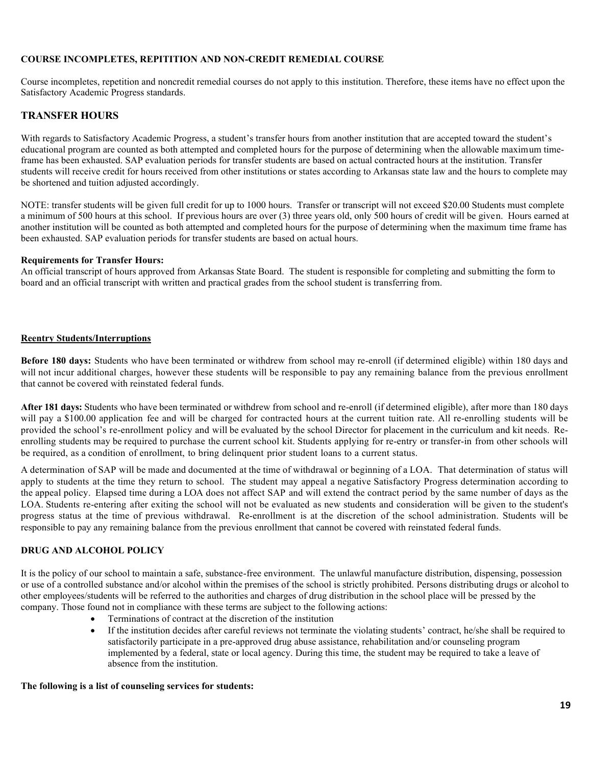**COURSE INCOMPLETES, REPITITION AND NON-CREDIT REMEDIAL COURSE**

Course incompletes, repetition and noncredit remedial courses do not apply to this institution. Therefore, these items have no effect upon the Satisfactory Academic Progress standards.

## TRANSFER HOURS

With regards to Satisfactory Academic Progress, a student's transfer hours from another institution that are accepted toward the student's educational program are counted as both attempted and completed hours for the purpose of determining when the allowable maximum time-frame has been exhausted. SAP evaluation periods for transfer students are based on actual contracted hours at the institution. Transfer students will receive credit for hours received from other institutions or states according to Arkansas state law and the hours to complete may be shortened and tuition adjusted accordingly.

NOTE: transfer students will be given full credit for up to 1000 hours. Transfer or transcript will not exceed $20.00 Students must complete a minimum of 500 hours at this school. If previous hours are over (3) three years old, only 500 hours of credit will be given. Hours earned at another institution will be counted as both attempted and completed hours for the purpose of determining when the maximum time frame has been exhausted. SAP evaluation periods for transfer students are based on actual hours.

**Requirements for Transfer Hours:**
An official transcript of hours approved from Arkansas State Board. The student is responsible for completing and submitting the form to board and an official transcript with written and practical grades from the school student is transferring from.

**Reentry Students/Interruptions**

**Before 180 days:** Students who have been terminated or withdrew from school may re-enroll (if determined eligible) within 180 days and will not incur additional charges, however these students will be responsible to pay any remaining balance from the previous enrollment that cannot be covered with reinstated federal funds.

**After 181 days:** Students who have been terminated or withdrew from school and re-enroll (if determined eligible), after more than 180 days will pay a $100.00 application fee and will be charged for contracted hours at the current tuition rate. All re-enrolling students will be provided the school's re-enrollment policy and will be evaluated by the school Director for placement in the curriculum and kit needs. Re-enrolling students may be required to purchase the current school kit. Students applying for re-entry or transfer-in from other schools will be required, as a condition of enrollment, to bring delinquent prior student loans to a current status.

A determination of SAP will be made and documented at the time of withdrawal or beginning of a LOA. That determination of status will apply to students at the time they return to school. The student may appeal a negative Satisfactory Progress determination according to the appeal policy. Elapsed time during a LOA does not affect SAP and will extend the contract period by the same number of days as the LOA. Students re-entering after exiting the school will not be evaluated as new students and consideration will be given to the student's progress status at the time of previous withdrawal. Re-enrollment is at the discretion of the school administration. Students will be responsible to pay any remaining balance from the previous enrollment that cannot be covered with reinstated federal funds.

**DRUG AND ALCOHOL POLICY**

It is the policy of our school to maintain a safe, substance-free environment. The unlawful manufacture distribution, dispensing, possession or use of a controlled substance and/or alcohol within the premises of the school is strictly prohibited. Persons distributing drugs or alcohol to other employees/students will be referred to the authorities and charges of drug distribution in the school place will be pressed by the company. Those found not in compliance with these terms are subject to the following actions:

- Terminations of contract at the discretion of the institution
- If the institution decides after careful reviews not terminate the violating students' contract, he/she shall be required to satisfactorily participate in a pre-approved drug abuse assistance, rehabilitation and/or counseling program implemented by a federal, state or local agency. During this time, the student may be required to take a leave of absence from the institution.

**The following is a list of counseling services for students:**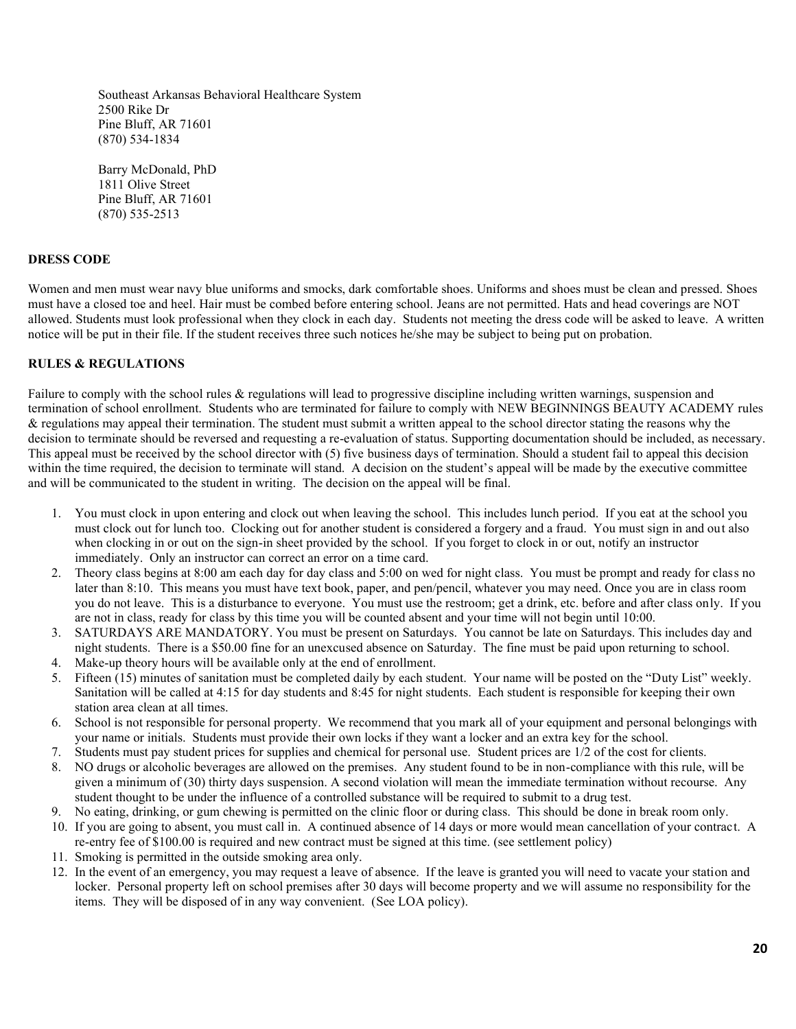Southeast Arkansas Behavioral Healthcare System
2500 Rike Dr
Pine Bluff, AR 71601
(870) 534-1834

Barry McDonald, PhD
1811 Olive Street
Pine Bluff, AR 71601
(870) 535-2513

**DRESS CODE**

Women and men must wear navy blue uniforms and smocks, dark comfortable shoes. Uniforms and shoes must be clean and pressed. Shoes must have a closed toe and heel. Hair must be combed before entering school. Jeans are not permitted. Hats and head coverings are NOT allowed. Students must look professional when they clock in each day. Students not meeting the dress code will be asked to leave. A written notice will be put in their file. If the student receives three such notices he/she may be subject to being put on probation.

**RULES & REGULATIONS**

Failure to comply with the school rules & regulations will lead to progressive discipline including written warnings, suspension and termination of school enrollment. Students who are terminated for failure to comply with NEW BEGINNINGS BEAUTY ACADEMY rules & regulations may appeal their termination. The student must submit a written appeal to the school director stating the reasons why the decision to terminate should be reversed and requesting a re-evaluation of status. Supporting documentation should be included, as necessary. This appeal must be received by the school director with (5) five business days of termination. Should a student fail to appeal this decision within the time required, the decision to terminate will stand. A decision on the student's appeal will be made by the executive committee and will be communicated to the student in writing. The decision on the appeal will be final.

1. You must clock in upon entering and clock out when leaving the school. This includes lunch period. If you eat at the school you must clock out for lunch too. Clocking out for another student is considered a forgery and a fraud. You must sign in and out also when clocking in or out on the sign-in sheet provided by the school. If you forget to clock in or out, notify an instructor immediately. Only an instructor can correct an error on a time card.
2. Theory class begins at 8:00 am each day for day class and 5:00 on wed for night class. You must be prompt and ready for class no later than 8:10. This means you must have text book, paper, and pen/pencil, whatever you may need. Once you are in class room you do not leave. This is a disturbance to everyone. You must use the restroom; get a drink, etc. before and after class only. If you are not in class, ready for class by this time you will be counted absent and your time will not begin until 10:00.
3. SATURDAYS ARE MANDATORY. You must be present on Saturdays. You cannot be late on Saturdays. This includes day and night students. There is a $50.00 fine for an unexcused absence on Saturday. The fine must be paid upon returning to school.
4. Make-up theory hours will be available only at the end of enrollment.
5. Fifteen (15) minutes of sanitation must be completed daily by each student. Your name will be posted on the "Duty List" weekly. Sanitation will be called at 4:15 for day students and 8:45 for night students. Each student is responsible for keeping their own station area clean at all times.
6. School is not responsible for personal property. We recommend that you mark all of your equipment and personal belongings with your name or initials. Students must provide their own locks if they want a locker and an extra key for the school.
7. Students must pay student prices for supplies and chemical for personal use. Student prices are 1/2 of the cost for clients.
8. NO drugs or alcoholic beverages are allowed on the premises. Any student found to be in non-compliance with this rule, will be given a minimum of (30) thirty days suspension. A second violation will mean the immediate termination without recourse. Any student thought to be under the influence of a controlled substance will be required to submit to a drug test.
9. No eating, drinking, or gum chewing is permitted on the clinic floor or during class. This should be done in break room only.
10. If you are going to absent, you must call in. A continued absence of 14 days or more would mean cancellation of your contract. A re-entry fee of $100.00 is required and new contract must be signed at this time. (see settlement policy)
11. Smoking is permitted in the outside smoking area only.
12. In the event of an emergency, you may request a leave of absence. If the leave is granted you will need to vacate your station and locker. Personal property left on school premises after 30 days will become property and we will assume no responsibility for the items. They will be disposed of in any way convenient. (See LOA policy).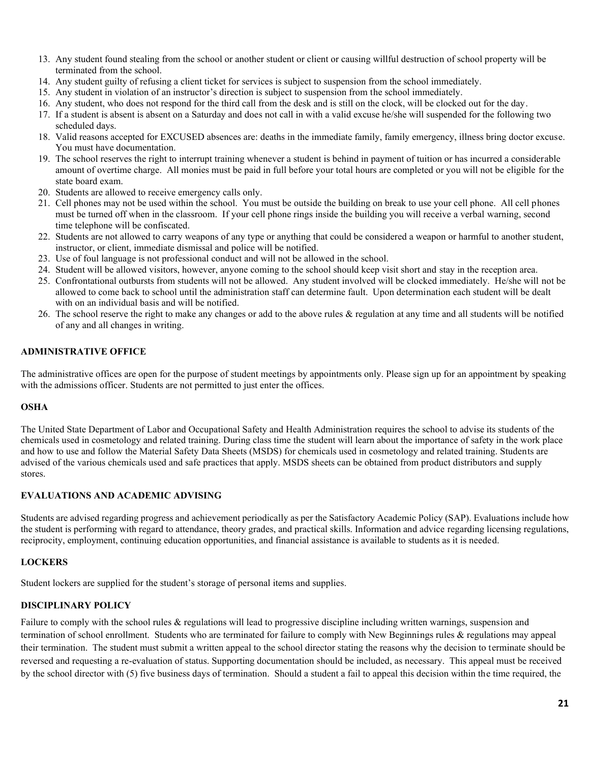13. Any student found stealing from the school or another student or client or causing willful destruction of school property will be terminated from the school.
14. Any student guilty of refusing a client ticket for services is subject to suspension from the school immediately.
15. Any student in violation of an instructor's direction is subject to suspension from the school immediately.
16. Any student, who does not respond for the third call from the desk and is still on the clock, will be clocked out for the day.
17. If a student is absent is absent on a Saturday and does not call in with a valid excuse he/she will suspended for the following two scheduled days.
18. Valid reasons accepted for EXCUSED absences are: deaths in the immediate family, family emergency, illness bring doctor excuse. You must have documentation.
19. The school reserves the right to interrupt training whenever a student is behind in payment of tuition or has incurred a considerable amount of overtime charge. All monies must be paid in full before your total hours are completed or you will not be eligible for the state board exam.
20. Students are allowed to receive emergency calls only.
21. Cell phones may not be used within the school. You must be outside the building on break to use your cell phone. All cell phones must be turned off when in the classroom. If your cell phone rings inside the building you will receive a verbal warning, second time telephone will be confiscated.
22. Students are not allowed to carry weapons of any type or anything that could be considered a weapon or harmful to another student, instructor, or client, immediate dismissal and police will be notified.
23. Use of foul language is not professional conduct and will not be allowed in the school.
24. Student will be allowed visitors, however, anyone coming to the school should keep visit short and stay in the reception area.
25. Confrontational outbursts from students will not be allowed. Any student involved will be clocked immediately. He/she will not be allowed to come back to school until the administration staff can determine fault. Upon determination each student will be dealt with on an individual basis and will be notified.
26. The school reserve the right to make any changes or add to the above rules & regulation at any time and all students will be notified of any and all changes in writing.

**ADMINISTRATIVE OFFICE**

The administrative offices are open for the purpose of student meetings by appointments only. Please sign up for an appointment by speaking with the admissions officer. Students are not permitted to just enter the offices.

**OSHA**

The United State Department of Labor and Occupational Safety and Health Administration requires the school to advise its students of the chemicals used in cosmetology and related training. During class time the student will learn about the importance of safety in the work place and how to use and follow the Material Safety Data Sheets (MSDS) for chemicals used in cosmetology and related training. Students are advised of the various chemicals used and safe practices that apply. MSDS sheets can be obtained from product distributors and supply stores.

**EVALUATIONS AND ACADEMIC ADVISING**

Students are advised regarding progress and achievement periodically as per the Satisfactory Academic Policy (SAP). Evaluations include how the student is performing with regard to attendance, theory grades, and practical skills. Information and advice regarding licensing regulations, reciprocity, employment, continuing education opportunities, and financial assistance is available to students as it is needed.

**LOCKERS**

Student lockers are supplied for the student's storage of personal items and supplies.

**DISCIPLINARY POLICY**

Failure to comply with the school rules & regulations will lead to progressive discipline including written warnings, suspension and termination of school enrollment. Students who are terminated for failure to comply with New Beginnings rules & regulations may appeal their termination. The student must submit a written appeal to the school director stating the reasons why the decision to terminate should be reversed and requesting a re-evaluation of status. Supporting documentation should be included, as necessary. This appeal must be received by the school director with (5) five business days of termination. Should a student a fail to appeal this decision within the time required, the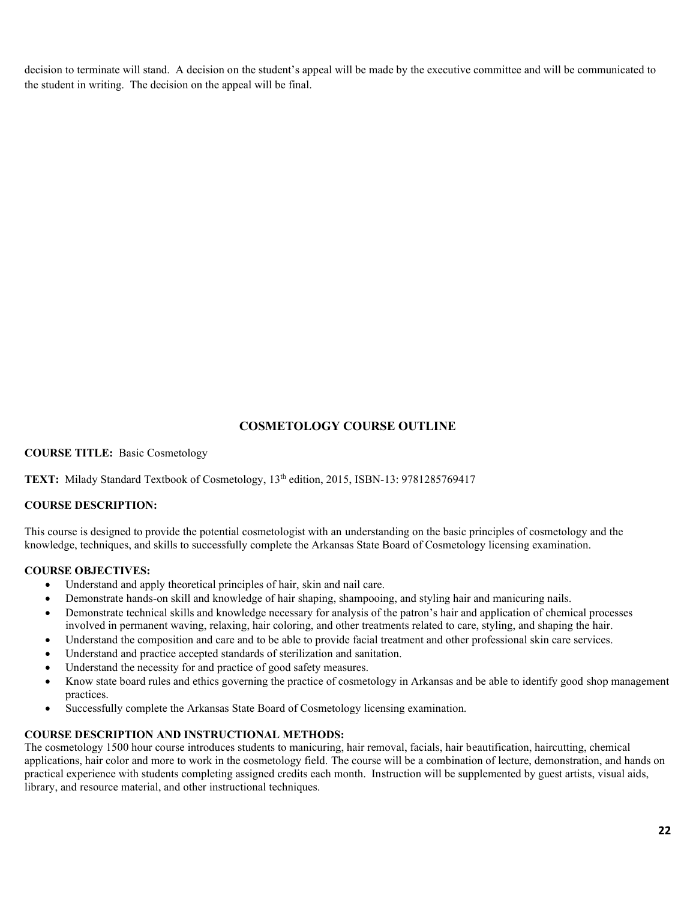decision to terminate will stand. A decision on the student's appeal will be made by the executive committee and will be communicated to the student in writing. The decision on the appeal will be final.

## COSMETOLOGY COURSE OUTLINE

**COURSE TITLE:** Basic Cosmetology

**TEXT:** Milady Standard Textbook of Cosmetology, 13th edition, 2015, ISBN-13: 9781285769417

**COURSE DESCRIPTION:**

This course is designed to provide the potential cosmetologist with an understanding on the basic principles of cosmetology and the knowledge, techniques, and skills to successfully complete the Arkansas State Board of Cosmetology licensing examination.

**COURSE OBJECTIVES:**

- Understand and apply theoretical principles of hair, skin and nail care.
- Demonstrate hands-on skill and knowledge of hair shaping, shampooing, and styling hair and manicuring nails.
- Demonstrate technical skills and knowledge necessary for analysis of the patron's hair and application of chemical processes involved in permanent waving, relaxing, hair coloring, and other treatments related to care, styling, and shaping the hair.
- Understand the composition and care and to be able to provide facial treatment and other professional skin care services.
- Understand and practice accepted standards of sterilization and sanitation.
- Understand the necessity for and practice of good safety measures.
- Know state board rules and ethics governing the practice of cosmetology in Arkansas and be able to identify good shop management practices.
- Successfully complete the Arkansas State Board of Cosmetology licensing examination.

**COURSE DESCRIPTION AND INSTRUCTIONAL METHODS:**

The cosmetology 1500 hour course introduces students to manicuring, hair removal, facials, hair beautification, haircutting, chemical applications, hair color and more to work in the cosmetology field. The course will be a combination of lecture, demonstration, and hands on practical experience with students completing assigned credits each month. Instruction will be supplemented by guest artists, visual aids, library, and resource material, and other instructional techniques.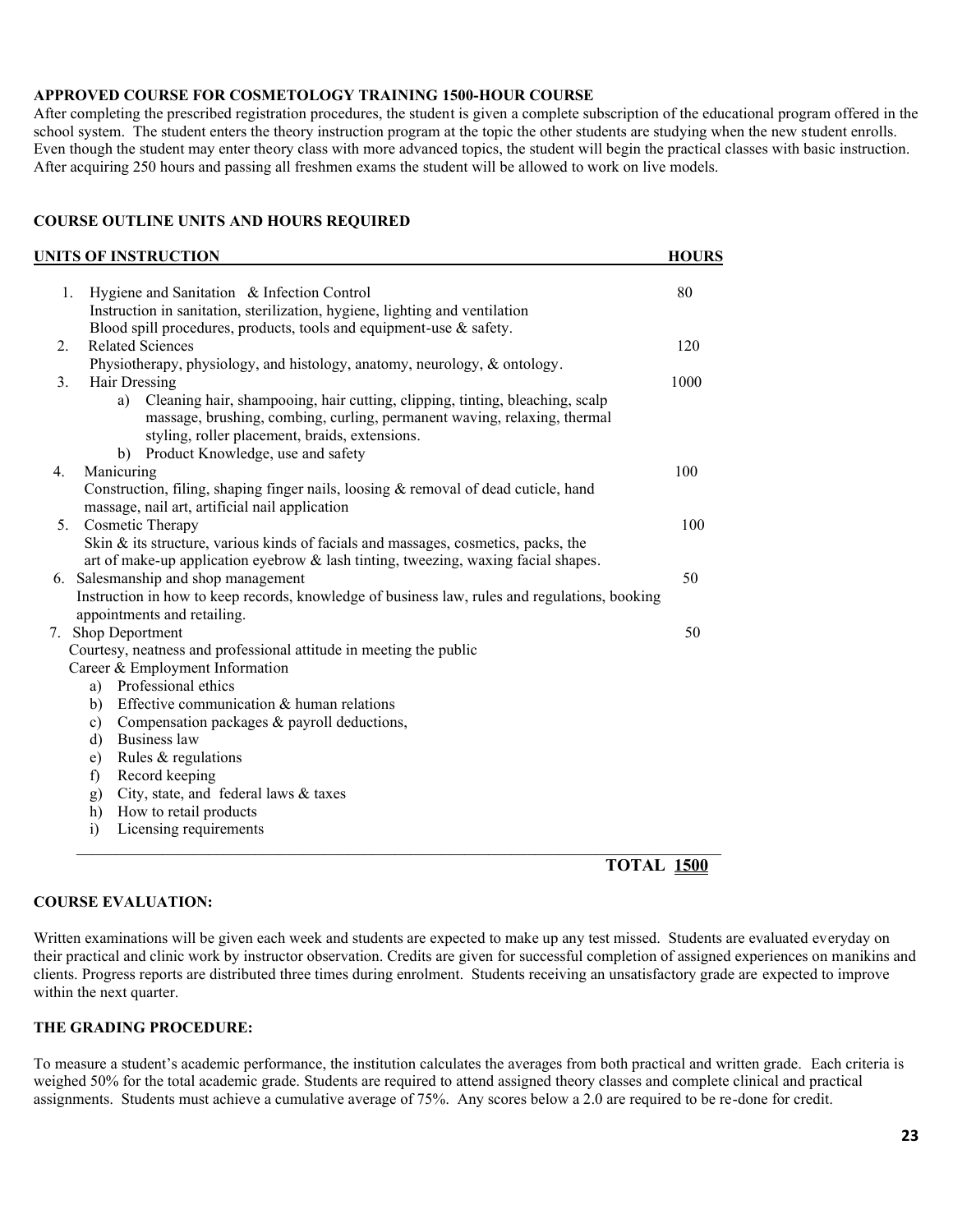**APPROVED COURSE FOR COSMETOLOGY TRAINING 1500-HOUR COURSE**

After completing the prescribed registration procedures, the student is given a complete subscription of the educational program offered in the school system. The student enters the theory instruction program at the topic the other students are studying when the new student enrolls. Even though the student may enter theory class with more advanced topics, the student will begin the practical classes with basic instruction. After acquiring 250 hours and passing all freshmen exams the student will be allowed to work on live models.

**COURSE OUTLINE UNITS AND HOURS REQUIRED**

| UNITS OF INSTRUCTION | HOURS |
|---|---|
| 1. Hygiene and Sanitation & Infection Control<br>Instruction in sanitation, sterilization, hygiene, lighting and ventilation<br>Blood spill procedures, products, tools and equipment-use & safety. | 80 |
| 2. Related Sciences<br>Physiotherapy, physiology, and histology, anatomy, neurology, & ontology. | 120 |
| 3. Hair Dressing<br>a) Cleaning hair, shampooing, hair cutting, clipping, tinting, bleaching, scalp massage, brushing, combing, curling, permanent waving, relaxing, thermal styling, roller placement, braids, extensions.<br>b) Product Knowledge, use and safety | 1000 |
| 4. Manicuring<br>Construction, filing, shaping finger nails, loosing & removal of dead cuticle, hand massage, nail art, artificial nail application | 100 |
| 5. Cosmetic Therapy<br>Skin & its structure, various kinds of facials and massages, cosmetics, packs, the art of make-up application eyebrow & lash tinting, tweezing, waxing facial shapes. | 100 |
| 6. Salesmanship and shop management<br>Instruction in how to keep records, knowledge of business law, rules and regulations, booking appointments and retailing. | 50 |
| 7. Shop Deportment<br>Courtesy, neatness and professional attitude in meeting the public<br>Career & Employment Information<br>a) Professional ethics<br>b) Effective communication & human relations<br>c) Compensation packages & payroll deductions,<br>d) Business law<br>e) Rules & regulations<br>f) Record keeping<br>g) City, state, and federal laws & taxes<br>h) How to retail products<br>i) Licensing requirements | 50 |
| **TOTAL** | **1500** |

**COURSE EVALUATION:**

Written examinations will be given each week and students are expected to make up any test missed. Students are evaluated everyday on their practical and clinic work by instructor observation. Credits are given for successful completion of assigned experiences on manikins and clients. Progress reports are distributed three times during enrolment. Students receiving an unsatisfactory grade are expected to improve within the next quarter.

**THE GRADING PROCEDURE:**

To measure a student's academic performance, the institution calculates the averages from both practical and written grade. Each criteria is weighed 50% for the total academic grade. Students are required to attend assigned theory classes and complete clinical and practical assignments. Students must achieve a cumulative average of 75%. Any scores below a 2.0 are required to be re-done for credit.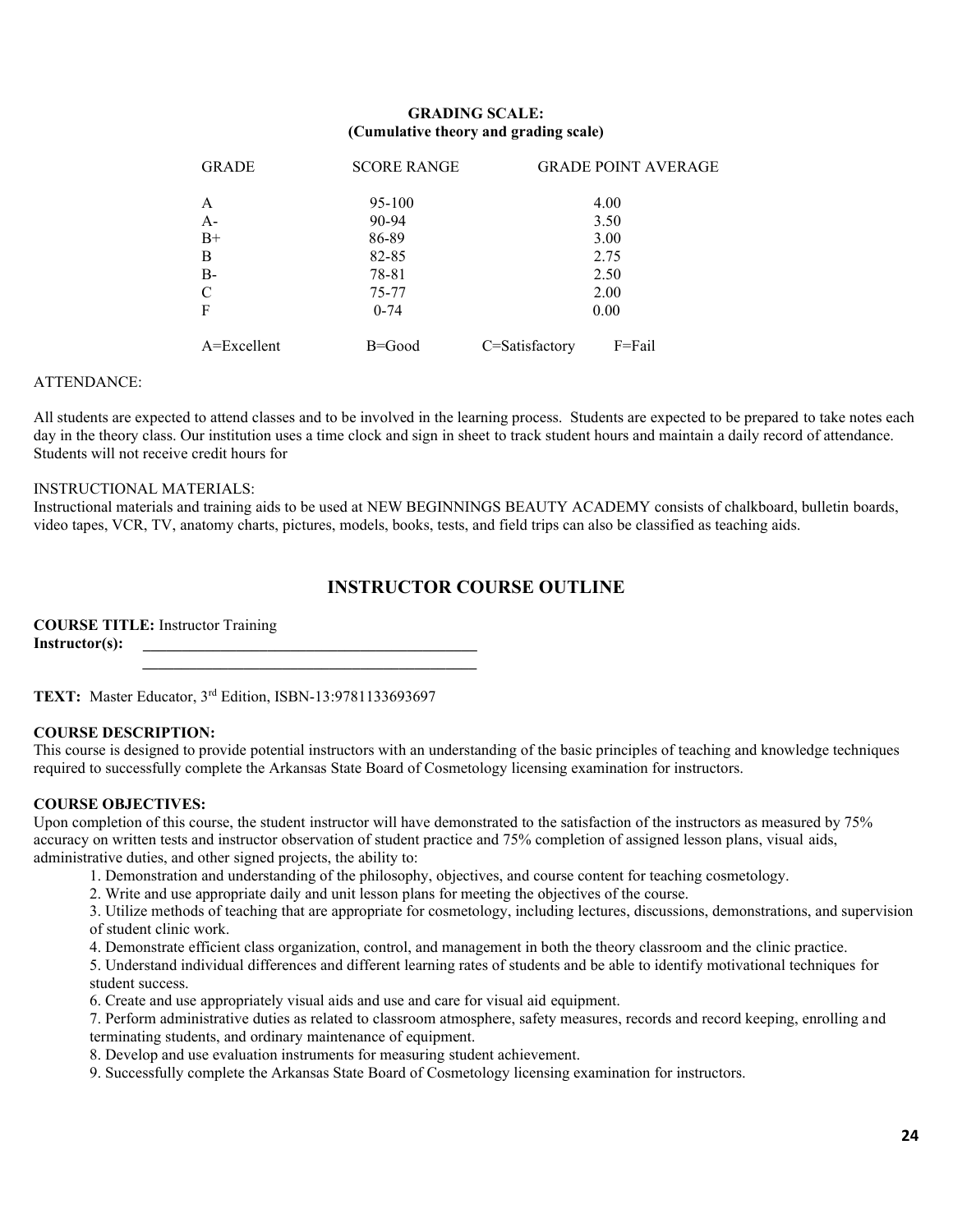**GRADING SCALE:**
**(Cumulative theory and grading scale)**

| GRADE | SCORE RANGE | GRADE POINT AVERAGE |
|---|---|---|
| A | 95-100 | 4.00 |
| A- | 90-94 | 3.50 |
| B+ | 86-89 | 3.00 |
| B | 82-85 | 2.75 |
| B- | 78-81 | 2.50 |
| C | 75-77 | 2.00 |
| F | 0-74 | 0.00 |

A=Excellent   B=Good   C=Satisfactory   F=Fail

ATTENDANCE:

All students are expected to attend classes and to be involved in the learning process. Students are expected to be prepared to take notes each day in the theory class. Our institution uses a time clock and sign in sheet to track student hours and maintain a daily record of attendance. Students will not receive credit hours for

INSTRUCTIONAL MATERIALS:
Instructional materials and training aids to be used at NEW BEGINNINGS BEAUTY ACADEMY consists of chalkboard, bulletin boards, video tapes, VCR, TV, anatomy charts, pictures, models, books, tests, and field trips can also be classified as teaching aids.

## INSTRUCTOR COURSE OUTLINE

**COURSE TITLE:** Instructor Training
**Instructor(s):** ____________________________________________
____________________________________________

**TEXT:** Master Educator, 3rd Edition, ISBN-13:9781133693697

**COURSE DESCRIPTION:**
This course is designed to provide potential instructors with an understanding of the basic principles of teaching and knowledge techniques required to successfully complete the Arkansas State Board of Cosmetology licensing examination for instructors.

**COURSE OBJECTIVES:**
Upon completion of this course, the student instructor will have demonstrated to the satisfaction of the instructors as measured by 75% accuracy on written tests and instructor observation of student practice and 75% completion of assigned lesson plans, visual aids, administrative duties, and other signed projects, the ability to:

1. Demonstration and understanding of the philosophy, objectives, and course content for teaching cosmetology.
2. Write and use appropriate daily and unit lesson plans for meeting the objectives of the course.
3. Utilize methods of teaching that are appropriate for cosmetology, including lectures, discussions, demonstrations, and supervision of student clinic work.
4. Demonstrate efficient class organization, control, and management in both the theory classroom and the clinic practice.
5. Understand individual differences and different learning rates of students and be able to identify motivational techniques for student success.
6. Create and use appropriately visual aids and use and care for visual aid equipment.
7. Perform administrative duties as related to classroom atmosphere, safety measures, records and record keeping, enrolling and terminating students, and ordinary maintenance of equipment.
8. Develop and use evaluation instruments for measuring student achievement.
9. Successfully complete the Arkansas State Board of Cosmetology licensing examination for instructors.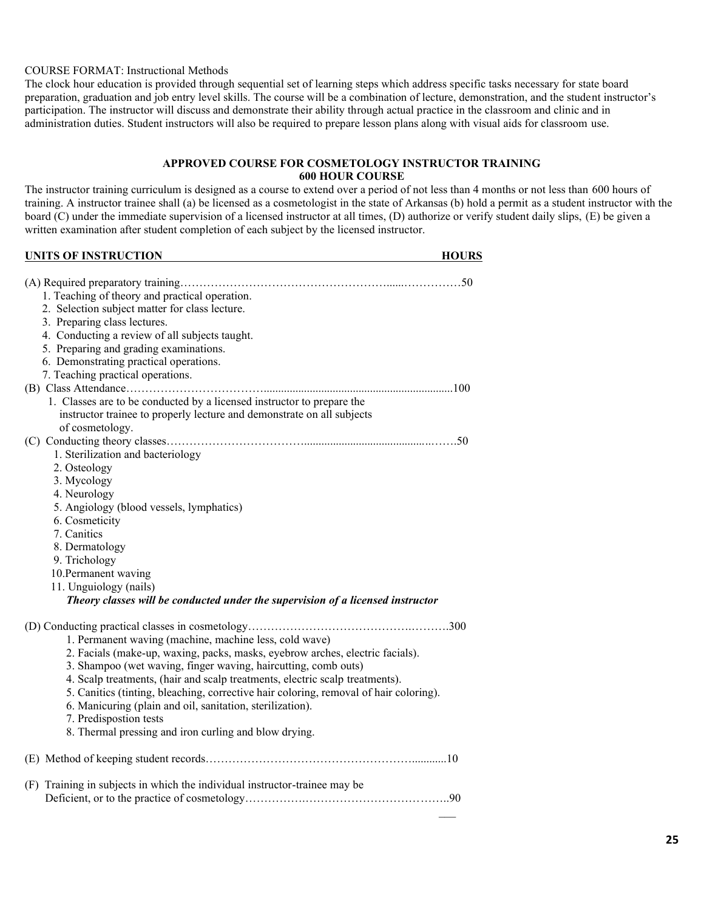COURSE FORMAT: Instructional Methods

The clock hour education is provided through sequential set of learning steps which address specific tasks necessary for state board preparation, graduation and job entry level skills. The course will be a combination of lecture, demonstration, and the student instructor's participation. The instructor will discuss and demonstrate their ability through actual practice in the classroom and clinic and in administration duties. Student instructors will also be required to prepare lesson plans along with visual aids for classroom use.

## APPROVED COURSE FOR COSMETOLOGY INSTRUCTOR TRAINING
## 600 HOUR COURSE

The instructor training curriculum is designed as a course to extend over a period of not less than 4 months or not less than 600 hours of training. A instructor trainee shall (a) be licensed as a cosmetologist in the state of Arkansas (b) hold a permit as a student instructor with the board (C) under the immediate supervision of a licensed instructor at all times, (D) authorize or verify student daily slips, (E) be given a written examination after student completion of each subject by the licensed instructor.

| UNITS OF INSTRUCTION | HOURS |
|---|---|

(A) Required preparatory training……………………………………………………50

1. Teaching of theory and practical operation.
2. Selection subject matter for class lecture.
3. Preparing class lectures.
4. Conducting a review of all subjects taught.
5. Preparing and grading examinations.
6. Demonstrating practical operations.
7. Teaching practical operations.

(B) Class Attendance……………………………………………………………100

1. Classes are to be conducted by a licensed instructor to prepare the instructor trainee to properly lecture and demonstrate on all subjects of cosmetology.

(C) Conducting theory classes……………………………………………………50

1. Sterilization and bacteriology
2. Osteology
3. Mycology
4. Neurology
5. Angiology (blood vessels, lymphatics)
6. Cosmeticity
7. Canitics
8. Dermatology
9. Trichology
10. Permanent waving
11. Unguiology (nails)

***Theory classes will be conducted under the supervision of a licensed instructor***

(D) Conducting practical classes in cosmetology…………………………………300

1. Permanent waving (machine, machine less, cold wave)
2. Facials (make-up, waxing, packs, masks, eyebrow arches, electric facials).
3. Shampoo (wet waving, finger waving, haircutting, comb outs)
4. Scalp treatments, (hair and scalp treatments, electric scalp treatments).
5. Canitics (tinting, bleaching, corrective hair coloring, removal of hair coloring).
6. Manicuring (plain and oil, sanitation, sterilization).
7. Predispostion tests
8. Thermal pressing and iron curling and blow drying.

(E) Method of keeping student records……………………………………………10

(F) Training in subjects in which the individual instructor-trainee may be Deficient, or to the practice of cosmetology……………………………………90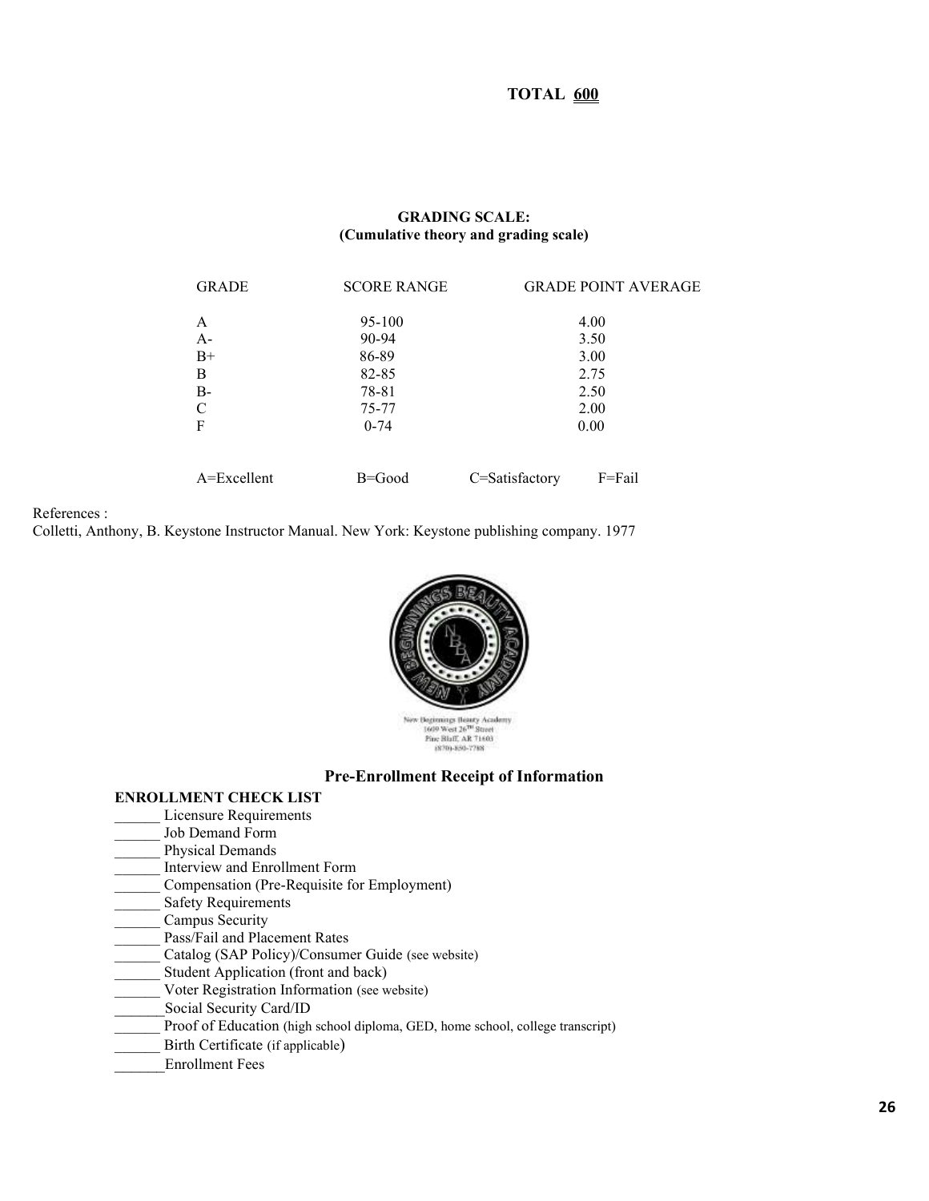**TOTAL 600**

**GRADING SCALE:**
**(Cumulative theory and grading scale)**

| GRADE | SCORE RANGE | GRADE POINT AVERAGE |
| --- | --- | --- |
| A | 95-100 | 4.00 |
| A- | 90-94 | 3.50 |
| B+ | 86-89 | 3.00 |
| B | 82-85 | 2.75 |
| B- | 78-81 | 2.50 |
| C | 75-77 | 2.00 |
| F | 0-74 | 0.00 |

A=Excellent B=Good C=Satisfactory F=Fail

References :
Colletti, Anthony, B. Keystone Instructor Manual. New York: Keystone publishing company. 1977

New Beginnings Beauty Academy
1609 West 26TH Street
Pine Bluff, AR 71603
(870)-850-7788

## Pre-Enrollment Receipt of Information

**ENROLLMENT CHECK LIST**

______ Licensure Requirements
______ Job Demand Form
______ Physical Demands
______ Interview and Enrollment Form
______ Compensation (Pre-Requisite for Employment)
______ Safety Requirements
______ Campus Security
______ Pass/Fail and Placement Rates
______ Catalog (SAP Policy)/Consumer Guide (see website)
______ Student Application (front and back)
______ Voter Registration Information (see website)
______Social Security Card/ID
______ Proof of Education (high school diploma, GED, home school, college transcript)
______ Birth Certificate (if applicable)
_______Enrollment Fees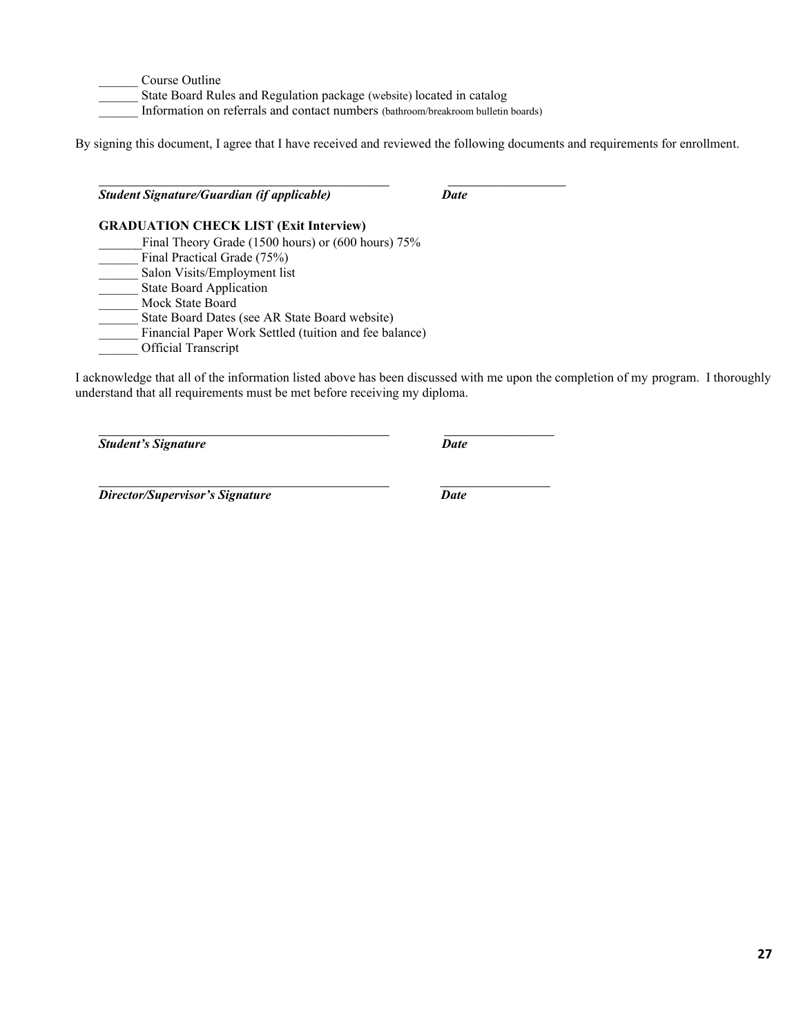______ Course Outline
______ State Board Rules and Regulation package (website) located in catalog
______ Information on referrals and contact numbers (bathroom/breakroom bulletin boards)

By signing this document, I agree that I have received and reviewed the following documents and requirements for enrollment.

_____________________________________________ ____________________
***Student Signature/Guardian (if applicable)*** ***Date***

**GRADUATION CHECK LIST (Exit Interview)**

______Final Theory Grade (1500 hours) or (600 hours) 75%
______ Final Practical Grade (75%)
______ Salon Visits/Employment list
______ State Board Application
______ Mock State Board
______ State Board Dates (see AR State Board website)
______ Financial Paper Work Settled (tuition and fee balance)
______ Official Transcript

I acknowledge that all of the information listed above has been discussed with me upon the completion of my program. I thoroughly understand that all requirements must be met before receiving my diploma.

_____________________________________________ ____________________
***Student's Signature*** ***Date***

_____________________________________________ ____________________
***Director/Supervisor's Signature*** ***Date***